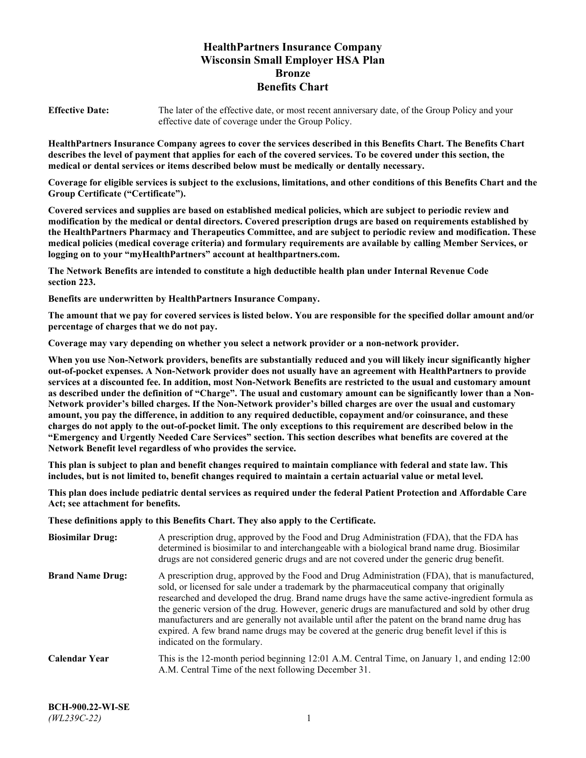# HealthPartners Insurance Company
# Wisconsin Small Employer HSA Plan
# Bronze
# Benefits Chart

**Effective Date:** The later of the effective date, or most recent anniversary date, of the Group Policy and your effective date of coverage under the Group Policy.

**HealthPartners Insurance Company agrees to cover the services described in this Benefits Chart. The Benefits Chart describes the level of payment that applies for each of the covered services. To be covered under this section, the medical or dental services or items described below must be medically or dentally necessary.**

**Coverage for eligible services is subject to the exclusions, limitations, and other conditions of this Benefits Chart and the Group Certificate ("Certificate").**

**Covered services and supplies are based on established medical policies, which are subject to periodic review and modification by the medical or dental directors. Covered prescription drugs are based on requirements established by the HealthPartners Pharmacy and Therapeutics Committee, and are subject to periodic review and modification. These medical policies (medical coverage criteria) and formulary requirements are available by calling Member Services, or logging on to your "myHealthPartners" account at healthpartners.com.**

**The Network Benefits are intended to constitute a high deductible health plan under Internal Revenue Code section 223.**

**Benefits are underwritten by HealthPartners Insurance Company.**

**The amount that we pay for covered services is listed below. You are responsible for the specified dollar amount and/or percentage of charges that we do not pay.**

**Coverage may vary depending on whether you select a network provider or a non-network provider.**

**When you use Non-Network providers, benefits are substantially reduced and you will likely incur significantly higher out-of-pocket expenses. A Non-Network provider does not usually have an agreement with HealthPartners to provide services at a discounted fee. In addition, most Non-Network Benefits are restricted to the usual and customary amount as described under the definition of "Charge". The usual and customary amount can be significantly lower than a Non-Network provider's billed charges. If the Non-Network provider's billed charges are over the usual and customary amount, you pay the difference, in addition to any required deductible, copayment and/or coinsurance, and these charges do not apply to the out-of-pocket limit. The only exceptions to this requirement are described below in the "Emergency and Urgently Needed Care Services" section. This section describes what benefits are covered at the Network Benefit level regardless of who provides the service.**

**This plan is subject to plan and benefit changes required to maintain compliance with federal and state law. This includes, but is not limited to, benefit changes required to maintain a certain actuarial value or metal level.**

**This plan does include pediatric dental services as required under the federal Patient Protection and Affordable Care Act; see attachment for benefits.**

**These definitions apply to this Benefits Chart. They also apply to the Certificate.**

**Biosimilar Drug:** A prescription drug, approved by the Food and Drug Administration (FDA), that the FDA has determined is biosimilar to and interchangeable with a biological brand name drug. Biosimilar drugs are not considered generic drugs and are not covered under the generic drug benefit.

**Brand Name Drug:** A prescription drug, approved by the Food and Drug Administration (FDA), that is manufactured, sold, or licensed for sale under a trademark by the pharmaceutical company that originally researched and developed the drug. Brand name drugs have the same active-ingredient formula as the generic version of the drug. However, generic drugs are manufactured and sold by other drug manufacturers and are generally not available until after the patent on the brand name drug has expired. A few brand name drugs may be covered at the generic drug benefit level if this is indicated on the formulary.

**Calendar Year** This is the 12-month period beginning 12:01 A.M. Central Time, on January 1, and ending 12:00 A.M. Central Time of the next following December 31.

**BCH-900.22-WI-SE**
*(WL239C-22)*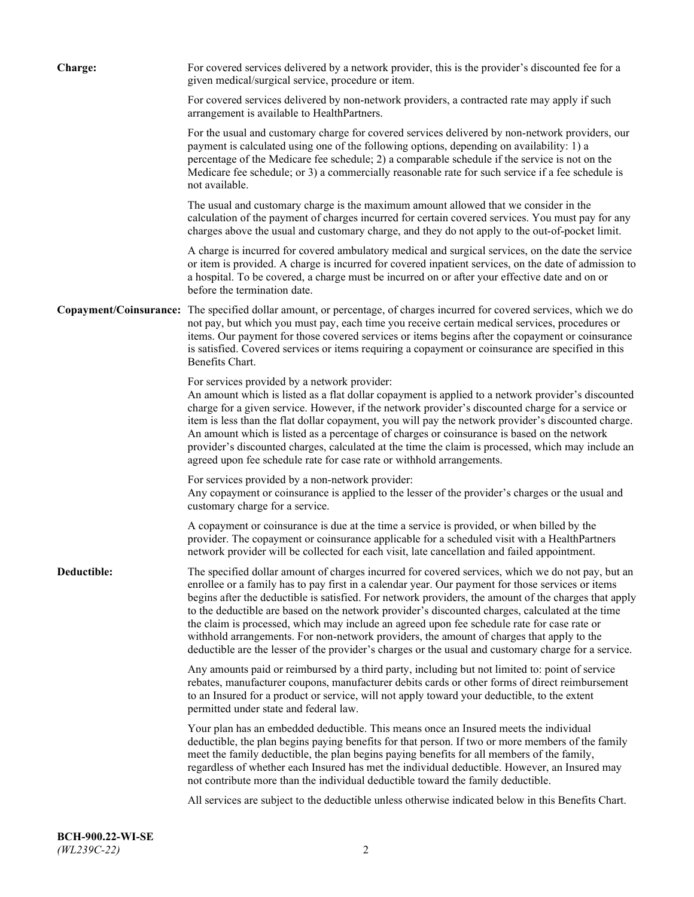**Charge:** For covered services delivered by a network provider, this is the provider's discounted fee for a given medical/surgical service, procedure or item.

For covered services delivered by non-network providers, a contracted rate may apply if such arrangement is available to HealthPartners.

For the usual and customary charge for covered services delivered by non-network providers, our payment is calculated using one of the following options, depending on availability: 1) a percentage of the Medicare fee schedule; 2) a comparable schedule if the service is not on the Medicare fee schedule; or 3) a commercially reasonable rate for such service if a fee schedule is not available.

The usual and customary charge is the maximum amount allowed that we consider in the calculation of the payment of charges incurred for certain covered services. You must pay for any charges above the usual and customary charge, and they do not apply to the out-of-pocket limit.

A charge is incurred for covered ambulatory medical and surgical services, on the date the service or item is provided. A charge is incurred for covered inpatient services, on the date of admission to a hospital. To be covered, a charge must be incurred on or after your effective date and on or before the termination date.

**Copayment/Coinsurance:** The specified dollar amount, or percentage, of charges incurred for covered services, which we do not pay, but which you must pay, each time you receive certain medical services, procedures or items. Our payment for those covered services or items begins after the copayment or coinsurance is satisfied. Covered services or items requiring a copayment or coinsurance are specified in this Benefits Chart.

For services provided by a network provider:
An amount which is listed as a flat dollar copayment is applied to a network provider's discounted charge for a given service. However, if the network provider's discounted charge for a service or item is less than the flat dollar copayment, you will pay the network provider's discounted charge. An amount which is listed as a percentage of charges or coinsurance is based on the network provider's discounted charges, calculated at the time the claim is processed, which may include an agreed upon fee schedule rate for case rate or withhold arrangements.

For services provided by a non-network provider:
Any copayment or coinsurance is applied to the lesser of the provider's charges or the usual and customary charge for a service.

A copayment or coinsurance is due at the time a service is provided, or when billed by the provider. The copayment or coinsurance applicable for a scheduled visit with a HealthPartners network provider will be collected for each visit, late cancellation and failed appointment.

**Deductible:** The specified dollar amount of charges incurred for covered services, which we do not pay, but an enrollee or a family has to pay first in a calendar year. Our payment for those services or items begins after the deductible is satisfied. For network providers, the amount of the charges that apply to the deductible are based on the network provider's discounted charges, calculated at the time the claim is processed, which may include an agreed upon fee schedule rate for case rate or withhold arrangements. For non-network providers, the amount of charges that apply to the deductible are the lesser of the provider's charges or the usual and customary charge for a service.

Any amounts paid or reimbursed by a third party, including but not limited to: point of service rebates, manufacturer coupons, manufacturer debits cards or other forms of direct reimbursement to an Insured for a product or service, will not apply toward your deductible, to the extent permitted under state and federal law.

Your plan has an embedded deductible. This means once an Insured meets the individual deductible, the plan begins paying benefits for that person. If two or more members of the family meet the family deductible, the plan begins paying benefits for all members of the family, regardless of whether each Insured has met the individual deductible. However, an Insured may not contribute more than the individual deductible toward the family deductible.

All services are subject to the deductible unless otherwise indicated below in this Benefits Chart.

**BCH-900.22-WI-SE**
*(WL239C-22)*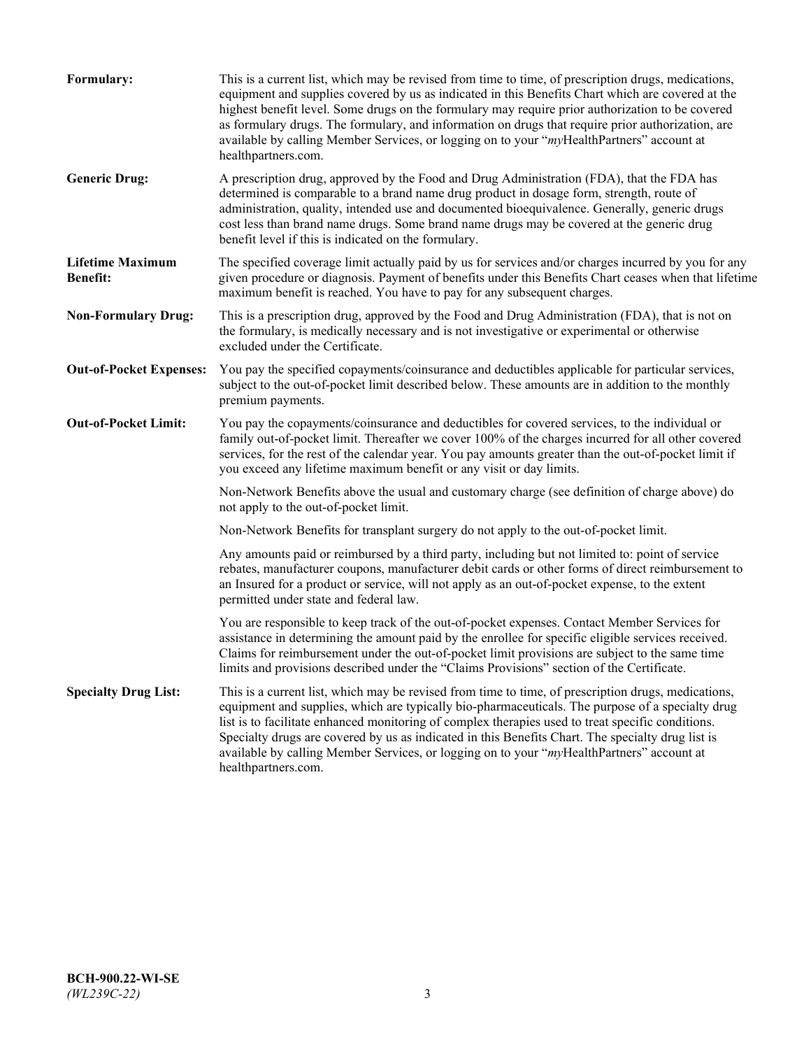**Formulary:** This is a current list, which may be revised from time to time, of prescription drugs, medications, equipment and supplies covered by us as indicated in this Benefits Chart which are covered at the highest benefit level. Some drugs on the formulary may require prior authorization to be covered as formulary drugs. The formulary, and information on drugs that require prior authorization, are available by calling Member Services, or logging on to your "*my*HealthPartners" account at healthpartners.com.

**Generic Drug:** A prescription drug, approved by the Food and Drug Administration (FDA), that the FDA has determined is comparable to a brand name drug product in dosage form, strength, route of administration, quality, intended use and documented bioequivalence. Generally, generic drugs cost less than brand name drugs. Some brand name drugs may be covered at the generic drug benefit level if this is indicated on the formulary.

**Lifetime Maximum Benefit:** The specified coverage limit actually paid by us for services and/or charges incurred by you for any given procedure or diagnosis. Payment of benefits under this Benefits Chart ceases when that lifetime maximum benefit is reached. You have to pay for any subsequent charges.

**Non-Formulary Drug:** This is a prescription drug, approved by the Food and Drug Administration (FDA), that is not on the formulary, is medically necessary and is not investigative or experimental or otherwise excluded under the Certificate.

**Out-of-Pocket Expenses:** You pay the specified copayments/coinsurance and deductibles applicable for particular services, subject to the out-of-pocket limit described below. These amounts are in addition to the monthly premium payments.

**Out-of-Pocket Limit:** You pay the copayments/coinsurance and deductibles for covered services, to the individual or family out-of-pocket limit. Thereafter we cover 100% of the charges incurred for all other covered services, for the rest of the calendar year. You pay amounts greater than the out-of-pocket limit if you exceed any lifetime maximum benefit or any visit or day limits.

Non-Network Benefits above the usual and customary charge (see definition of charge above) do not apply to the out-of-pocket limit.

Non-Network Benefits for transplant surgery do not apply to the out-of-pocket limit.

Any amounts paid or reimbursed by a third party, including but not limited to: point of service rebates, manufacturer coupons, manufacturer debit cards or other forms of direct reimbursement to an Insured for a product or service, will not apply as an out-of-pocket expense, to the extent permitted under state and federal law.

You are responsible to keep track of the out-of-pocket expenses. Contact Member Services for assistance in determining the amount paid by the enrollee for specific eligible services received. Claims for reimbursement under the out-of-pocket limit provisions are subject to the same time limits and provisions described under the "Claims Provisions" section of the Certificate.

**Specialty Drug List:** This is a current list, which may be revised from time to time, of prescription drugs, medications, equipment and supplies, which are typically bio-pharmaceuticals. The purpose of a specialty drug list is to facilitate enhanced monitoring of complex therapies used to treat specific conditions. Specialty drugs are covered by us as indicated in this Benefits Chart. The specialty drug list is available by calling Member Services, or logging on to your "*my*HealthPartners" account at healthpartners.com.

**BCH-900.22-WI-SE**
*(WL239C-22)*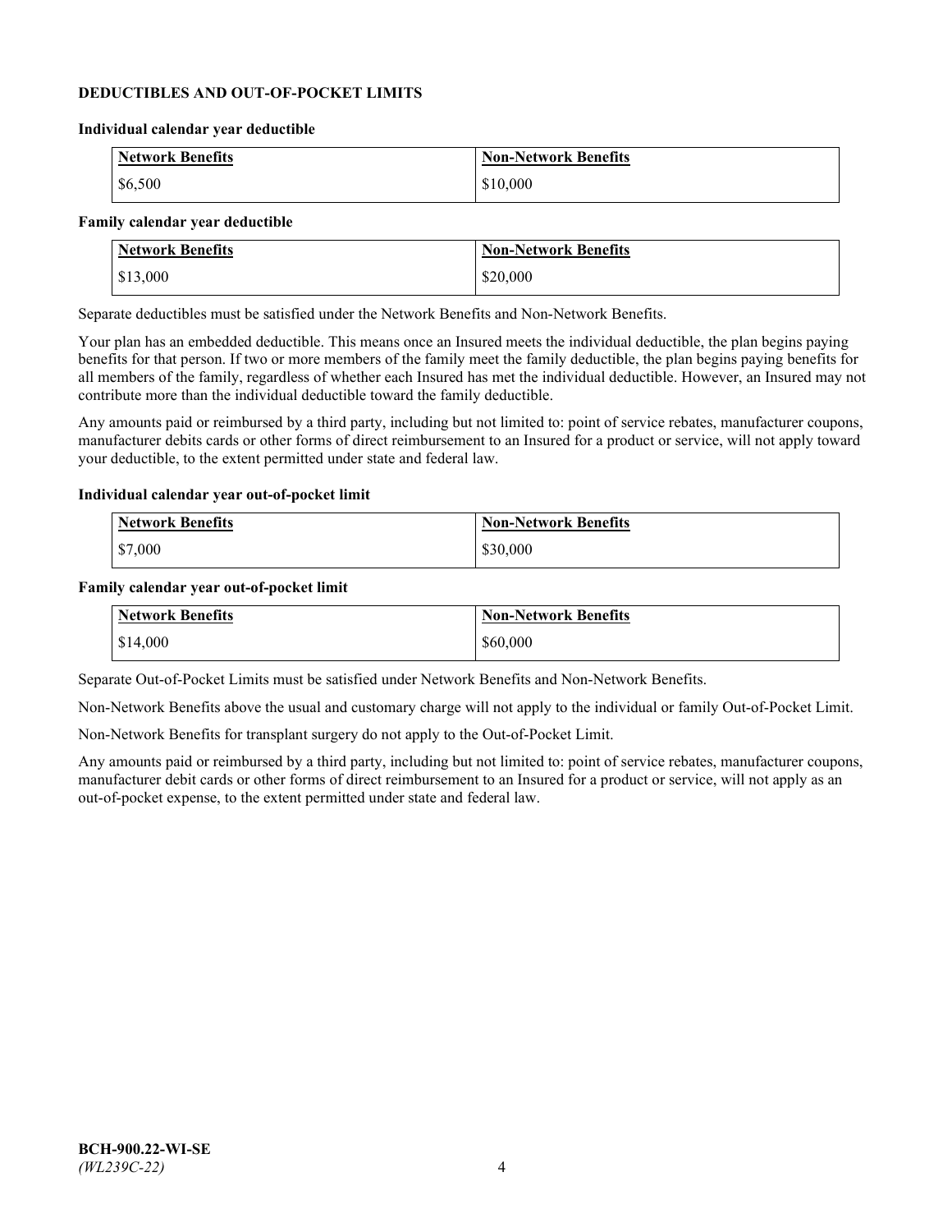## DEDUCTIBLES AND OUT-OF-POCKET LIMITS

**Individual calendar year deductible**

| Network Benefits | Non-Network Benefits |
|---|---|
| $6,500 | $10,000 |

**Family calendar year deductible**

| Network Benefits | Non-Network Benefits |
|---|---|
| $13,000 | $20,000 |

Separate deductibles must be satisfied under the Network Benefits and Non-Network Benefits.

Your plan has an embedded deductible. This means once an Insured meets the individual deductible, the plan begins paying benefits for that person. If two or more members of the family meet the family deductible, the plan begins paying benefits for all members of the family, regardless of whether each Insured has met the individual deductible. However, an Insured may not contribute more than the individual deductible toward the family deductible.

Any amounts paid or reimbursed by a third party, including but not limited to: point of service rebates, manufacturer coupons, manufacturer debits cards or other forms of direct reimbursement to an Insured for a product or service, will not apply toward your deductible, to the extent permitted under state and federal law.

**Individual calendar year out-of-pocket limit**

| Network Benefits | Non-Network Benefits |
|---|---|
| $7,000 | $30,000 |

**Family calendar year out-of-pocket limit**

| Network Benefits | Non-Network Benefits |
|---|---|
| $14,000 | $60,000 |

Separate Out-of-Pocket Limits must be satisfied under Network Benefits and Non-Network Benefits.

Non-Network Benefits above the usual and customary charge will not apply to the individual or family Out-of-Pocket Limit.

Non-Network Benefits for transplant surgery do not apply to the Out-of-Pocket Limit.

Any amounts paid or reimbursed by a third party, including but not limited to: point of service rebates, manufacturer coupons, manufacturer debit cards or other forms of direct reimbursement to an Insured for a product or service, will not apply as an out-of-pocket expense, to the extent permitted under state and federal law.

**BCH-900.22-WI-SE**
*(WL239C-22)*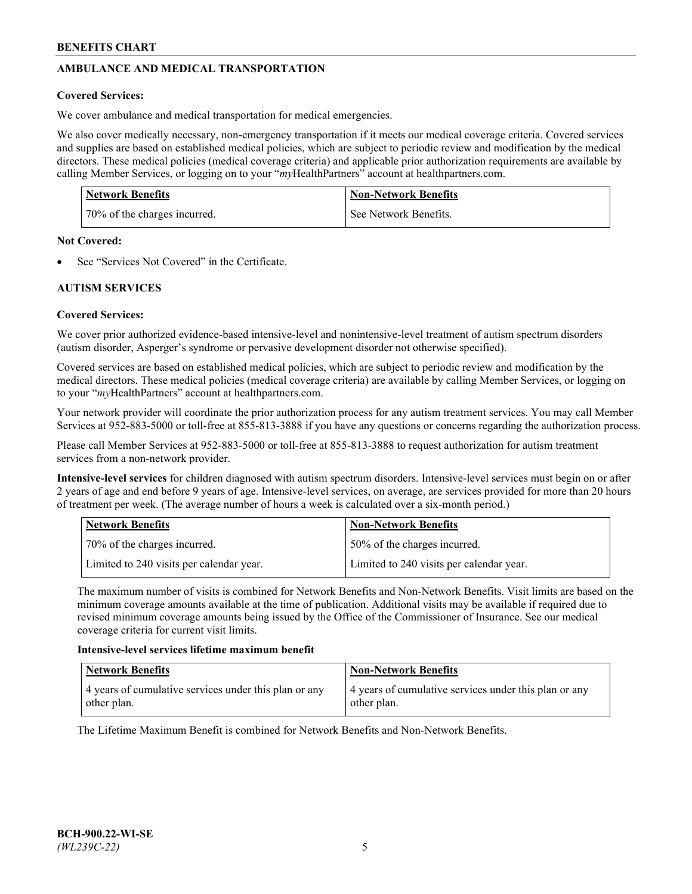## AMBULANCE AND MEDICAL TRANSPORTATION

**Covered Services:**

We cover ambulance and medical transportation for medical emergencies.

We also cover medically necessary, non-emergency transportation if it meets our medical coverage criteria. Covered services and supplies are based on established medical policies, which are subject to periodic review and modification by the medical directors. These medical policies (medical coverage criteria) and applicable prior authorization requirements are available by calling Member Services, or logging on to your "*my*HealthPartners" account at healthpartners.com.

| Network Benefits | Non-Network Benefits |
|---|---|
| 70% of the charges incurred. | See Network Benefits. |

**Not Covered:**

- See "Services Not Covered" in the Certificate.

## AUTISM SERVICES

**Covered Services:**

We cover prior authorized evidence-based intensive-level and nonintensive-level treatment of autism spectrum disorders (autism disorder, Asperger's syndrome or pervasive development disorder not otherwise specified).

Covered services are based on established medical policies, which are subject to periodic review and modification by the medical directors. These medical policies (medical coverage criteria) are available by calling Member Services, or logging on to your "*my*HealthPartners" account at healthpartners.com.

Your network provider will coordinate the prior authorization process for any autism treatment services. You may call Member Services at 952-883-5000 or toll-free at 855-813-3888 if you have any questions or concerns regarding the authorization process.

Please call Member Services at 952-883-5000 or toll-free at 855-813-3888 to request authorization for autism treatment services from a non-network provider.

**Intensive-level services** for children diagnosed with autism spectrum disorders. Intensive-level services must begin on or after 2 years of age and end before 9 years of age. Intensive-level services, on average, are services provided for more than 20 hours of treatment per week. (The average number of hours a week is calculated over a six-month period.)

| Network Benefits | Non-Network Benefits |
|---|---|
| 70% of the charges incurred. | 50% of the charges incurred. |
| Limited to 240 visits per calendar year. | Limited to 240 visits per calendar year. |

The maximum number of visits is combined for Network Benefits and Non-Network Benefits. Visit limits are based on the minimum coverage amounts available at the time of publication. Additional visits may be available if required due to revised minimum coverage amounts being issued by the Office of the Commissioner of Insurance. See our medical coverage criteria for current visit limits.

**Intensive-level services lifetime maximum benefit**

| Network Benefits | Non-Network Benefits |
|---|---|
| 4 years of cumulative services under this plan or any other plan. | 4 years of cumulative services under this plan or any other plan. |

The Lifetime Maximum Benefit is combined for Network Benefits and Non-Network Benefits.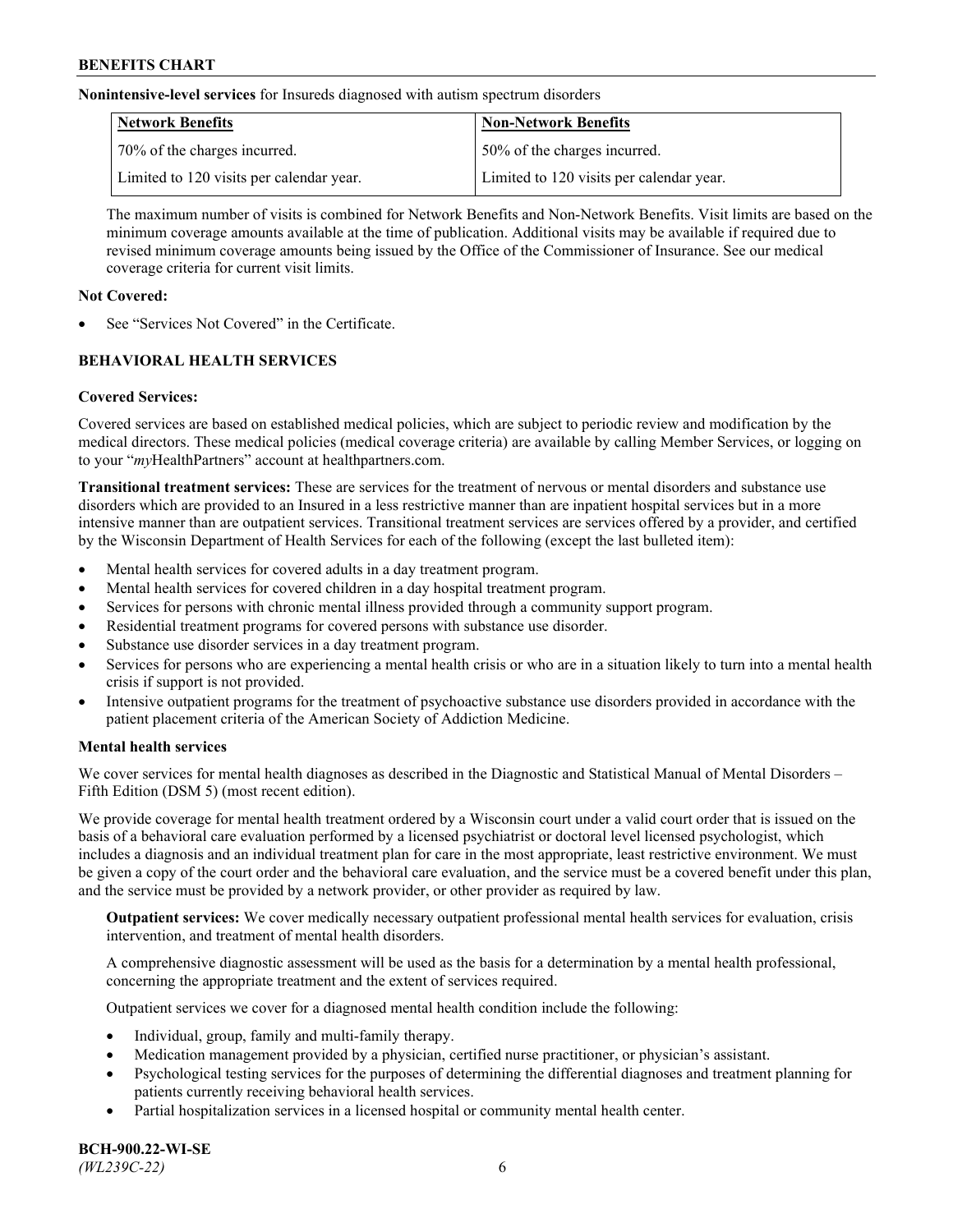**Nonintensive-level services** for Insureds diagnosed with autism spectrum disorders

| Network Benefits | Non-Network Benefits |
| --- | --- |
| 70% of the charges incurred. | 50% of the charges incurred. |
| Limited to 120 visits per calendar year. | Limited to 120 visits per calendar year. |

The maximum number of visits is combined for Network Benefits and Non-Network Benefits. Visit limits are based on the minimum coverage amounts available at the time of publication. Additional visits may be available if required due to revised minimum coverage amounts being issued by the Office of the Commissioner of Insurance. See our medical coverage criteria for current visit limits.

**Not Covered:**

- See "Services Not Covered" in the Certificate.

## BEHAVIORAL HEALTH SERVICES

**Covered Services:**

Covered services are based on established medical policies, which are subject to periodic review and modification by the medical directors. These medical policies (medical coverage criteria) are available by calling Member Services, or logging on to your "*my*HealthPartners" account at healthpartners.com.

**Transitional treatment services:** These are services for the treatment of nervous or mental disorders and substance use disorders which are provided to an Insured in a less restrictive manner than are inpatient hospital services but in a more intensive manner than are outpatient services. Transitional treatment services are services offered by a provider, and certified by the Wisconsin Department of Health Services for each of the following (except the last bulleted item):

- Mental health services for covered adults in a day treatment program.
- Mental health services for covered children in a day hospital treatment program.
- Services for persons with chronic mental illness provided through a community support program.
- Residential treatment programs for covered persons with substance use disorder.
- Substance use disorder services in a day treatment program.
- Services for persons who are experiencing a mental health crisis or who are in a situation likely to turn into a mental health crisis if support is not provided.
- Intensive outpatient programs for the treatment of psychoactive substance use disorders provided in accordance with the patient placement criteria of the American Society of Addiction Medicine.

**Mental health services**

We cover services for mental health diagnoses as described in the Diagnostic and Statistical Manual of Mental Disorders – Fifth Edition (DSM 5) (most recent edition).

We provide coverage for mental health treatment ordered by a Wisconsin court under a valid court order that is issued on the basis of a behavioral care evaluation performed by a licensed psychiatrist or doctoral level licensed psychologist, which includes a diagnosis and an individual treatment plan for care in the most appropriate, least restrictive environment. We must be given a copy of the court order and the behavioral care evaluation, and the service must be a covered benefit under this plan, and the service must be provided by a network provider, or other provider as required by law.

**Outpatient services:** We cover medically necessary outpatient professional mental health services for evaluation, crisis intervention, and treatment of mental health disorders.

A comprehensive diagnostic assessment will be used as the basis for a determination by a mental health professional, concerning the appropriate treatment and the extent of services required.

Outpatient services we cover for a diagnosed mental health condition include the following:

- Individual, group, family and multi-family therapy.
- Medication management provided by a physician, certified nurse practitioner, or physician's assistant.
- Psychological testing services for the purposes of determining the differential diagnoses and treatment planning for patients currently receiving behavioral health services.
- Partial hospitalization services in a licensed hospital or community mental health center.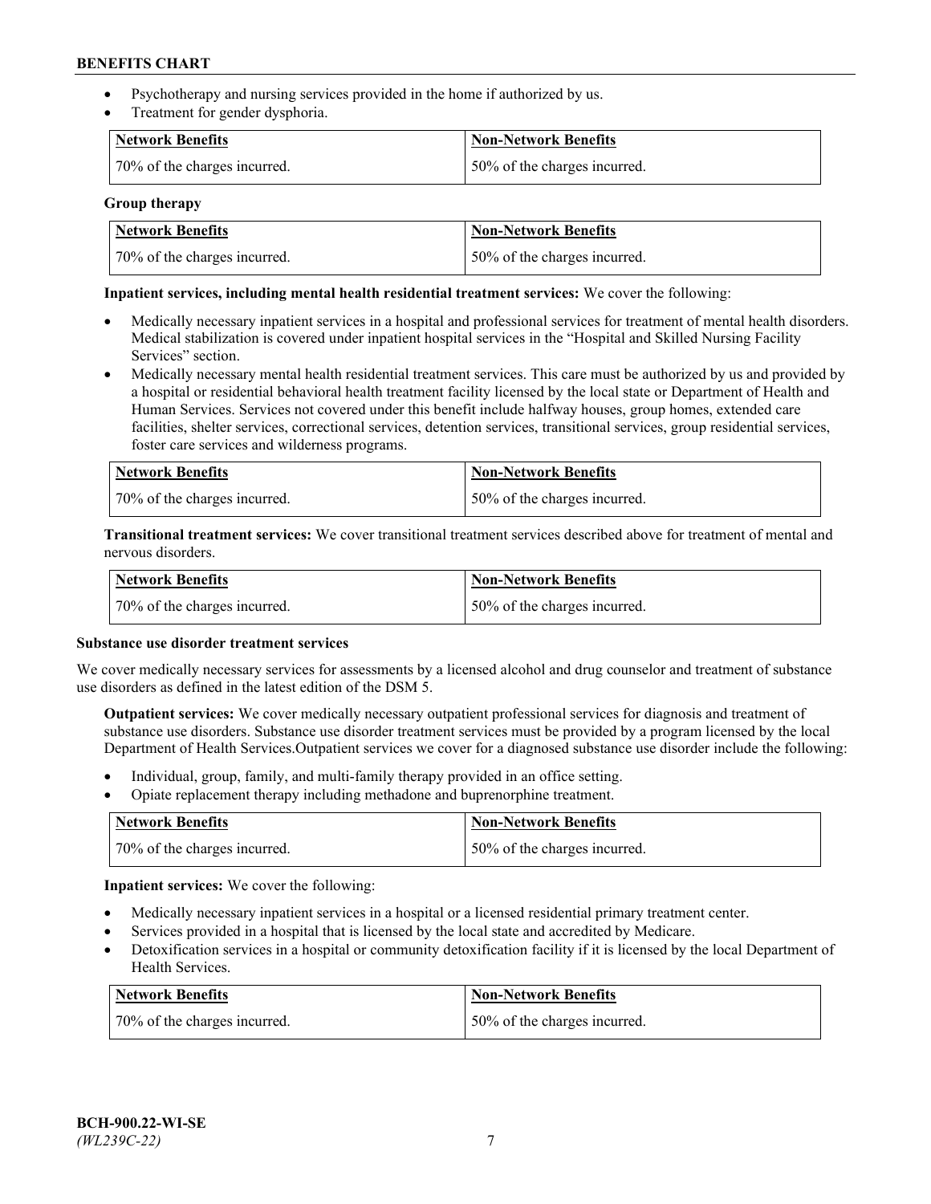- Psychotherapy and nursing services provided in the home if authorized by us.
- Treatment for gender dysphoria.

| Network Benefits | Non-Network Benefits |
| --- | --- |
| 70% of the charges incurred. | 50% of the charges incurred. |

**Group therapy**

| Network Benefits | Non-Network Benefits |
| --- | --- |
| 70% of the charges incurred. | 50% of the charges incurred. |

**Inpatient services, including mental health residential treatment services:** We cover the following:

- Medically necessary inpatient services in a hospital and professional services for treatment of mental health disorders. Medical stabilization is covered under inpatient hospital services in the "Hospital and Skilled Nursing Facility Services" section.
- Medically necessary mental health residential treatment services. This care must be authorized by us and provided by a hospital or residential behavioral health treatment facility licensed by the local state or Department of Health and Human Services. Services not covered under this benefit include halfway houses, group homes, extended care facilities, shelter services, correctional services, detention services, transitional services, group residential services, foster care services and wilderness programs.

| Network Benefits | Non-Network Benefits |
| --- | --- |
| 70% of the charges incurred. | 50% of the charges incurred. |

**Transitional treatment services:** We cover transitional treatment services described above for treatment of mental and nervous disorders.

| Network Benefits | Non-Network Benefits |
| --- | --- |
| 70% of the charges incurred. | 50% of the charges incurred. |

**Substance use disorder treatment services**

We cover medically necessary services for assessments by a licensed alcohol and drug counselor and treatment of substance use disorders as defined in the latest edition of the DSM 5.

**Outpatient services:** We cover medically necessary outpatient professional services for diagnosis and treatment of substance use disorders. Substance use disorder treatment services must be provided by a program licensed by the local Department of Health Services.Outpatient services we cover for a diagnosed substance use disorder include the following:

- Individual, group, family, and multi-family therapy provided in an office setting.
- Opiate replacement therapy including methadone and buprenorphine treatment.

| Network Benefits | Non-Network Benefits |
| --- | --- |
| 70% of the charges incurred. | 50% of the charges incurred. |

**Inpatient services:** We cover the following:

- Medically necessary inpatient services in a hospital or a licensed residential primary treatment center.
- Services provided in a hospital that is licensed by the local state and accredited by Medicare.
- Detoxification services in a hospital or community detoxification facility if it is licensed by the local Department of Health Services.

| Network Benefits | Non-Network Benefits |
| --- | --- |
| 70% of the charges incurred. | 50% of the charges incurred. |

BCH-900.22-WI-SE
*(WL239C-22)*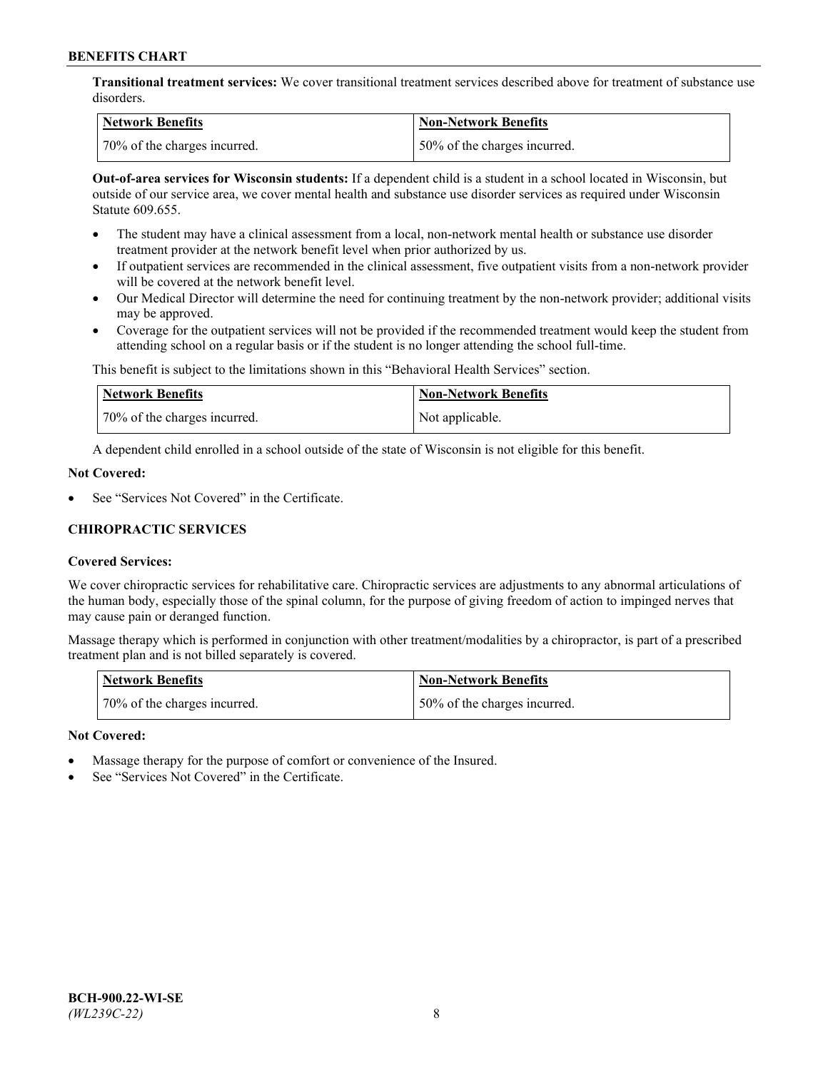**Transitional treatment services:** We cover transitional treatment services described above for treatment of substance use disorders.

| Network Benefits | Non-Network Benefits |
| --- | --- |
| 70% of the charges incurred. | 50% of the charges incurred. |

**Out-of-area services for Wisconsin students:** If a dependent child is a student in a school located in Wisconsin, but outside of our service area, we cover mental health and substance use disorder services as required under Wisconsin Statute 609.655.

- The student may have a clinical assessment from a local, non-network mental health or substance use disorder treatment provider at the network benefit level when prior authorized by us.
- If outpatient services are recommended in the clinical assessment, five outpatient visits from a non-network provider will be covered at the network benefit level.
- Our Medical Director will determine the need for continuing treatment by the non-network provider; additional visits may be approved.
- Coverage for the outpatient services will not be provided if the recommended treatment would keep the student from attending school on a regular basis or if the student is no longer attending the school full-time.

This benefit is subject to the limitations shown in this "Behavioral Health Services" section.

| Network Benefits | Non-Network Benefits |
| --- | --- |
| 70% of the charges incurred. | Not applicable. |

A dependent child enrolled in a school outside of the state of Wisconsin is not eligible for this benefit.

**Not Covered:**

- See "Services Not Covered" in the Certificate.

### CHIROPRACTIC SERVICES

**Covered Services:**

We cover chiropractic services for rehabilitative care. Chiropractic services are adjustments to any abnormal articulations of the human body, especially those of the spinal column, for the purpose of giving freedom of action to impinged nerves that may cause pain or deranged function.

Massage therapy which is performed in conjunction with other treatment/modalities by a chiropractor, is part of a prescribed treatment plan and is not billed separately is covered.

| Network Benefits | Non-Network Benefits |
| --- | --- |
| 70% of the charges incurred. | 50% of the charges incurred. |

**Not Covered:**

- Massage therapy for the purpose of comfort or convenience of the Insured.
- See "Services Not Covered" in the Certificate.

**BCH-900.22-WI-SE**
*(WL239C-22)*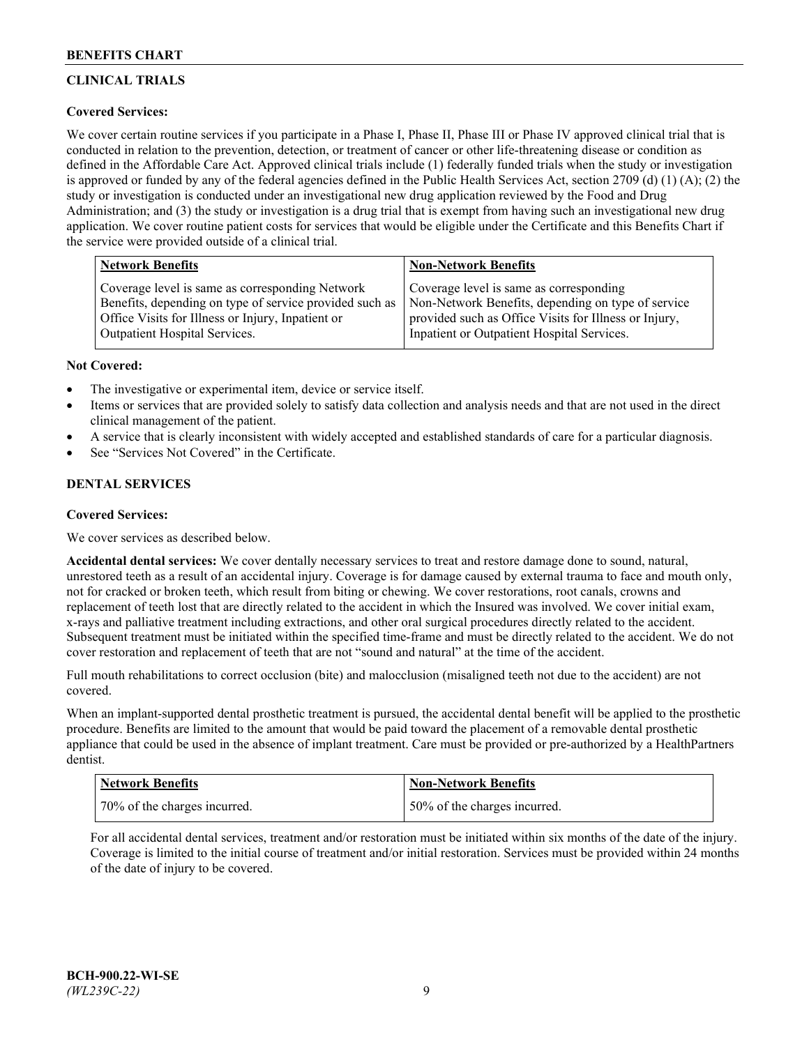## CLINICAL TRIALS

**Covered Services:**

We cover certain routine services if you participate in a Phase I, Phase II, Phase III or Phase IV approved clinical trial that is conducted in relation to the prevention, detection, or treatment of cancer or other life-threatening disease or condition as defined in the Affordable Care Act. Approved clinical trials include (1) federally funded trials when the study or investigation is approved or funded by any of the federal agencies defined in the Public Health Services Act, section 2709 (d) (1) (A); (2) the study or investigation is conducted under an investigational new drug application reviewed by the Food and Drug Administration; and (3) the study or investigation is a drug trial that is exempt from having such an investigational new drug application. We cover routine patient costs for services that would be eligible under the Certificate and this Benefits Chart if the service were provided outside of a clinical trial.

| Network Benefits | Non-Network Benefits |
| --- | --- |
| Coverage level is same as corresponding Network Benefits, depending on type of service provided such as Office Visits for Illness or Injury, Inpatient or Outpatient Hospital Services. | Coverage level is same as corresponding Non-Network Benefits, depending on type of service provided such as Office Visits for Illness or Injury, Inpatient or Outpatient Hospital Services. |

**Not Covered:**

- The investigative or experimental item, device or service itself.
- Items or services that are provided solely to satisfy data collection and analysis needs and that are not used in the direct clinical management of the patient.
- A service that is clearly inconsistent with widely accepted and established standards of care for a particular diagnosis.
- See "Services Not Covered" in the Certificate.

## DENTAL SERVICES

**Covered Services:**

We cover services as described below.

**Accidental dental services:** We cover dentally necessary services to treat and restore damage done to sound, natural, unrestored teeth as a result of an accidental injury. Coverage is for damage caused by external trauma to face and mouth only, not for cracked or broken teeth, which result from biting or chewing. We cover restorations, root canals, crowns and replacement of teeth lost that are directly related to the accident in which the Insured was involved. We cover initial exam, x-rays and palliative treatment including extractions, and other oral surgical procedures directly related to the accident. Subsequent treatment must be initiated within the specified time-frame and must be directly related to the accident. We do not cover restoration and replacement of teeth that are not "sound and natural" at the time of the accident.

Full mouth rehabilitations to correct occlusion (bite) and malocclusion (misaligned teeth not due to the accident) are not covered.

When an implant-supported dental prosthetic treatment is pursued, the accidental dental benefit will be applied to the prosthetic procedure. Benefits are limited to the amount that would be paid toward the placement of a removable dental prosthetic appliance that could be used in the absence of implant treatment. Care must be provided or pre-authorized by a HealthPartners dentist.

| Network Benefits | Non-Network Benefits |
| --- | --- |
| 70% of the charges incurred. | 50% of the charges incurred. |

For all accidental dental services, treatment and/or restoration must be initiated within six months of the date of the injury. Coverage is limited to the initial course of treatment and/or initial restoration. Services must be provided within 24 months of the date of injury to be covered.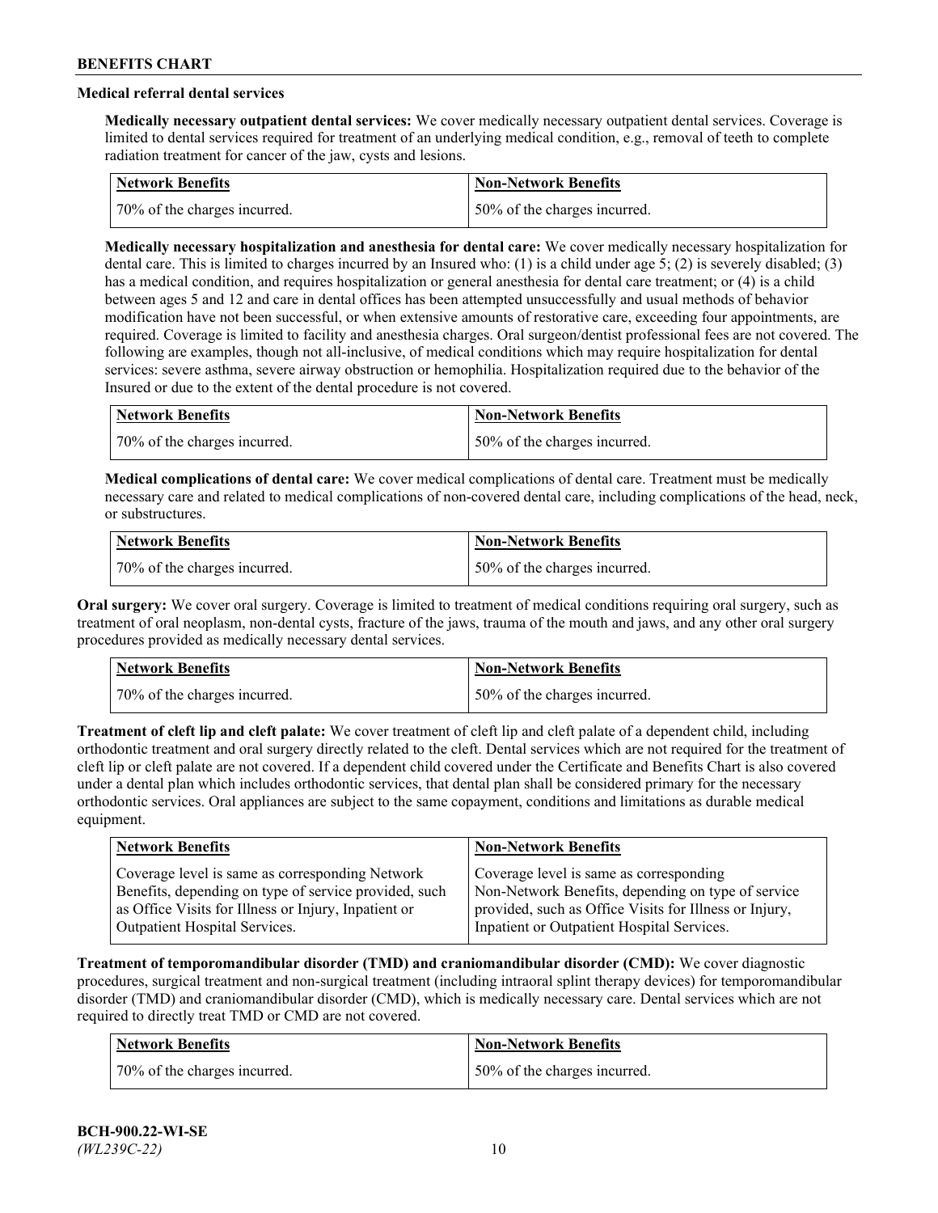### Medical referral dental services

**Medically necessary outpatient dental services:** We cover medically necessary outpatient dental services. Coverage is limited to dental services required for treatment of an underlying medical condition, e.g., removal of teeth to complete radiation treatment for cancer of the jaw, cysts and lesions.

| Network Benefits | Non-Network Benefits |
|---|---|
| 70% of the charges incurred. | 50% of the charges incurred. |

**Medically necessary hospitalization and anesthesia for dental care:** We cover medically necessary hospitalization for dental care. This is limited to charges incurred by an Insured who: (1) is a child under age 5; (2) is severely disabled; (3) has a medical condition, and requires hospitalization or general anesthesia for dental care treatment; or (4) is a child between ages 5 and 12 and care in dental offices has been attempted unsuccessfully and usual methods of behavior modification have not been successful, or when extensive amounts of restorative care, exceeding four appointments, are required. Coverage is limited to facility and anesthesia charges. Oral surgeon/dentist professional fees are not covered. The following are examples, though not all-inclusive, of medical conditions which may require hospitalization for dental services: severe asthma, severe airway obstruction or hemophilia. Hospitalization required due to the behavior of the Insured or due to the extent of the dental procedure is not covered.

| Network Benefits | Non-Network Benefits |
|---|---|
| 70% of the charges incurred. | 50% of the charges incurred. |

**Medical complications of dental care:** We cover medical complications of dental care. Treatment must be medically necessary care and related to medical complications of non-covered dental care, including complications of the head, neck, or substructures.

| Network Benefits | Non-Network Benefits |
|---|---|
| 70% of the charges incurred. | 50% of the charges incurred. |

**Oral surgery:** We cover oral surgery. Coverage is limited to treatment of medical conditions requiring oral surgery, such as treatment of oral neoplasm, non-dental cysts, fracture of the jaws, trauma of the mouth and jaws, and any other oral surgery procedures provided as medically necessary dental services.

| Network Benefits | Non-Network Benefits |
|---|---|
| 70% of the charges incurred. | 50% of the charges incurred. |

**Treatment of cleft lip and cleft palate:** We cover treatment of cleft lip and cleft palate of a dependent child, including orthodontic treatment and oral surgery directly related to the cleft. Dental services which are not required for the treatment of cleft lip or cleft palate are not covered. If a dependent child covered under the Certificate and Benefits Chart is also covered under a dental plan which includes orthodontic services, that dental plan shall be considered primary for the necessary orthodontic services. Oral appliances are subject to the same copayment, conditions and limitations as durable medical equipment.

| Network Benefits | Non-Network Benefits |
|---|---|
| Coverage level is same as corresponding Network Benefits, depending on type of service provided, such as Office Visits for Illness or Injury, Inpatient or Outpatient Hospital Services. | Coverage level is same as corresponding Non-Network Benefits, depending on type of service provided, such as Office Visits for Illness or Injury, Inpatient or Outpatient Hospital Services. |

**Treatment of temporomandibular disorder (TMD) and craniomandibular disorder (CMD):** We cover diagnostic procedures, surgical treatment and non-surgical treatment (including intraoral splint therapy devices) for temporomandibular disorder (TMD) and craniomandibular disorder (CMD), which is medically necessary care. Dental services which are not required to directly treat TMD or CMD are not covered.

| Network Benefits | Non-Network Benefits |
|---|---|
| 70% of the charges incurred. | 50% of the charges incurred. |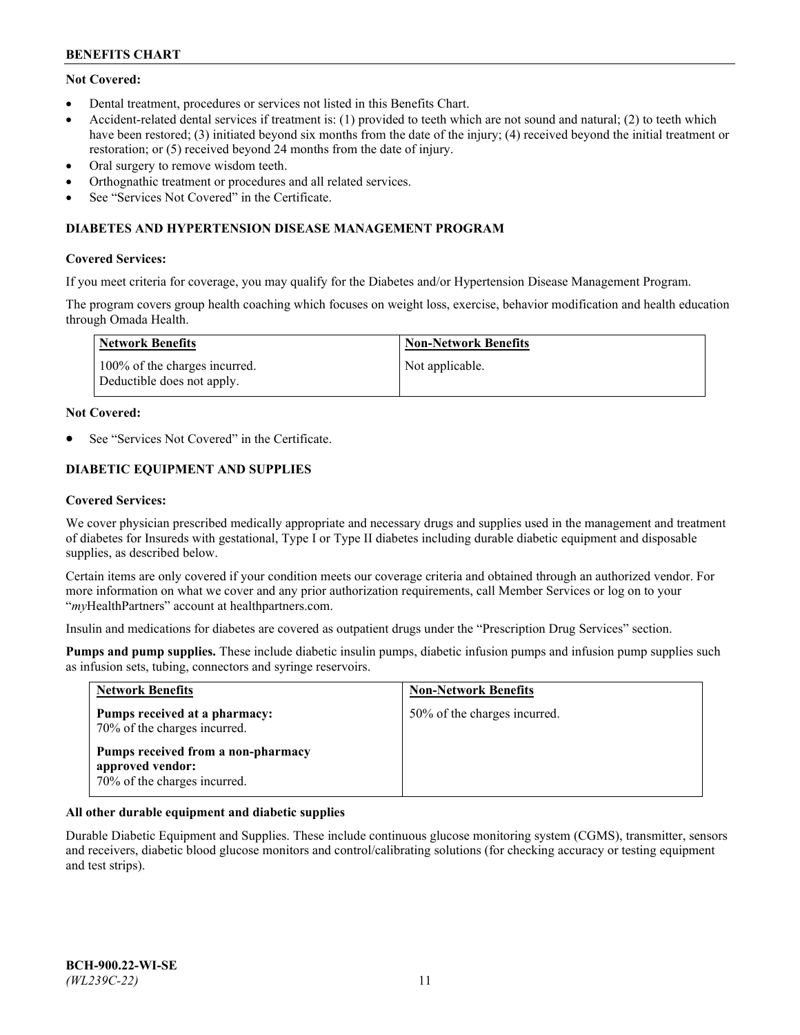**Not Covered:**

- Dental treatment, procedures or services not listed in this Benefits Chart.
- Accident-related dental services if treatment is: (1) provided to teeth which are not sound and natural; (2) to teeth which have been restored; (3) initiated beyond six months from the date of the injury; (4) received beyond the initial treatment or restoration; or (5) received beyond 24 months from the date of injury.
- Oral surgery to remove wisdom teeth.
- Orthognathic treatment or procedures and all related services.
- See "Services Not Covered" in the Certificate.

## DIABETES AND HYPERTENSION DISEASE MANAGEMENT PROGRAM

**Covered Services:**

If you meet criteria for coverage, you may qualify for the Diabetes and/or Hypertension Disease Management Program.

The program covers group health coaching which focuses on weight loss, exercise, behavior modification and health education through Omada Health.

| Network Benefits | Non-Network Benefits |
|---|---|
| 100% of the charges incurred. Deductible does not apply. | Not applicable. |

**Not Covered:**

- See "Services Not Covered" in the Certificate.

## DIABETIC EQUIPMENT AND SUPPLIES

**Covered Services:**

We cover physician prescribed medically appropriate and necessary drugs and supplies used in the management and treatment of diabetes for Insureds with gestational, Type I or Type II diabetes including durable diabetic equipment and disposable supplies, as described below.

Certain items are only covered if your condition meets our coverage criteria and obtained through an authorized vendor. For more information on what we cover and any prior authorization requirements, call Member Services or log on to your "*my*HealthPartners" account at healthpartners.com.

Insulin and medications for diabetes are covered as outpatient drugs under the "Prescription Drug Services" section.

**Pumps and pump supplies.** These include diabetic insulin pumps, diabetic infusion pumps and infusion pump supplies such as infusion sets, tubing, connectors and syringe reservoirs.

| Network Benefits | Non-Network Benefits |
|---|---|
| **Pumps received at a pharmacy:** 70% of the charges incurred.<br>**Pumps received from a non-pharmacy approved vendor:** 70% of the charges incurred. | 50% of the charges incurred. |

**All other durable equipment and diabetic supplies**

Durable Diabetic Equipment and Supplies. These include continuous glucose monitoring system (CGMS), transmitter, sensors and receivers, diabetic blood glucose monitors and control/calibrating solutions (for checking accuracy or testing equipment and test strips).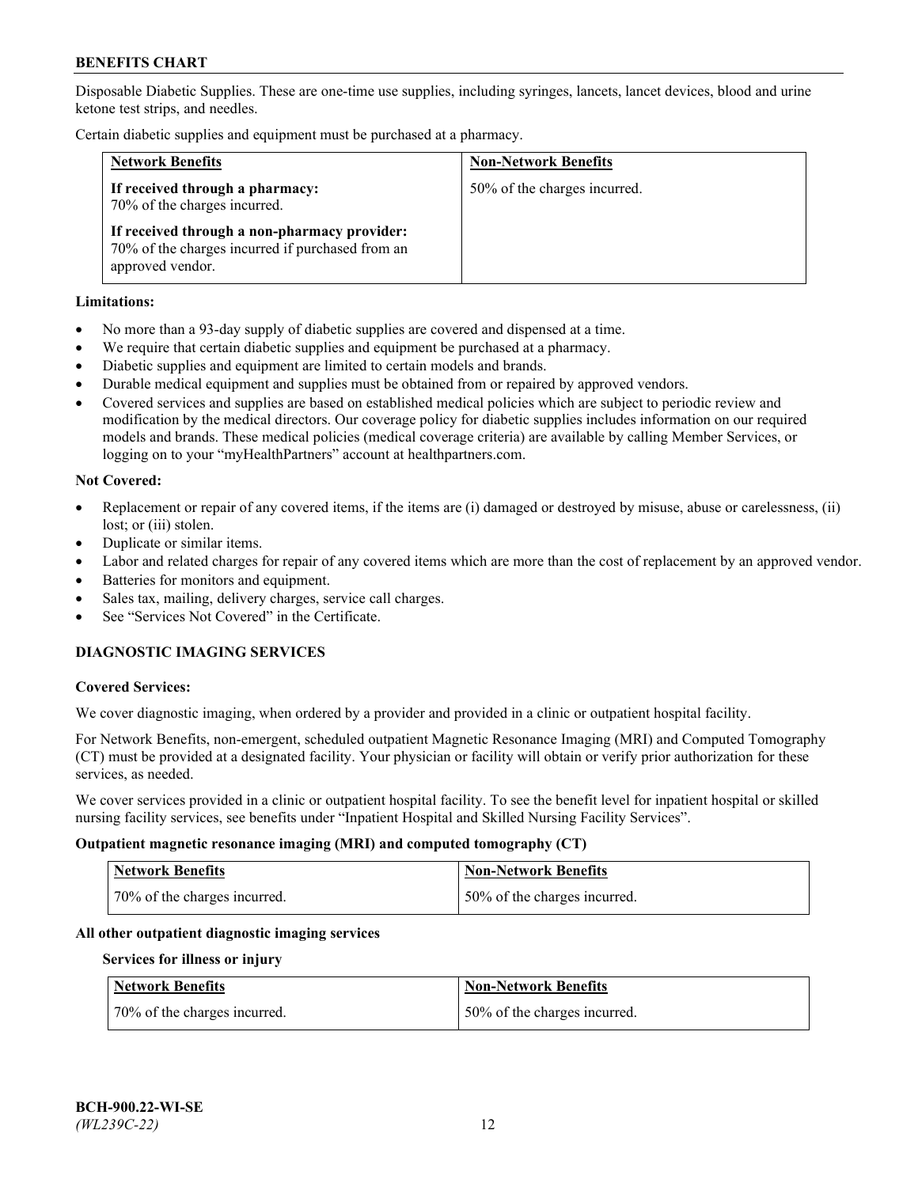Disposable Diabetic Supplies. These are one-time use supplies, including syringes, lancets, lancet devices, blood and urine ketone test strips, and needles.

Certain diabetic supplies and equipment must be purchased at a pharmacy.

| Network Benefits | Non-Network Benefits |
| --- | --- |
| **If received through a pharmacy:** 70% of the charges incurred.<br><br>**If received through a non-pharmacy provider:** 70% of the charges incurred if purchased from an approved vendor. | 50% of the charges incurred. |

**Limitations:**

- No more than a 93-day supply of diabetic supplies are covered and dispensed at a time.
- We require that certain diabetic supplies and equipment be purchased at a pharmacy.
- Diabetic supplies and equipment are limited to certain models and brands.
- Durable medical equipment and supplies must be obtained from or repaired by approved vendors.
- Covered services and supplies are based on established medical policies which are subject to periodic review and modification by the medical directors. Our coverage policy for diabetic supplies includes information on our required models and brands. These medical policies (medical coverage criteria) are available by calling Member Services, or logging on to your "myHealthPartners" account at healthpartners.com.

**Not Covered:**

- Replacement or repair of any covered items, if the items are (i) damaged or destroyed by misuse, abuse or carelessness, (ii) lost; or (iii) stolen.
- Duplicate or similar items.
- Labor and related charges for repair of any covered items which are more than the cost of replacement by an approved vendor.
- Batteries for monitors and equipment.
- Sales tax, mailing, delivery charges, service call charges.
- See "Services Not Covered" in the Certificate.

## DIAGNOSTIC IMAGING SERVICES

**Covered Services:**

We cover diagnostic imaging, when ordered by a provider and provided in a clinic or outpatient hospital facility.

For Network Benefits, non-emergent, scheduled outpatient Magnetic Resonance Imaging (MRI) and Computed Tomography (CT) must be provided at a designated facility. Your physician or facility will obtain or verify prior authorization for these services, as needed.

We cover services provided in a clinic or outpatient hospital facility. To see the benefit level for inpatient hospital or skilled nursing facility services, see benefits under "Inpatient Hospital and Skilled Nursing Facility Services".

**Outpatient magnetic resonance imaging (MRI) and computed tomography (CT)**

| Network Benefits | Non-Network Benefits |
| --- | --- |
| 70% of the charges incurred. | 50% of the charges incurred. |

**All other outpatient diagnostic imaging services**

**Services for illness or injury**

| Network Benefits | Non-Network Benefits |
| --- | --- |
| 70% of the charges incurred. | 50% of the charges incurred. |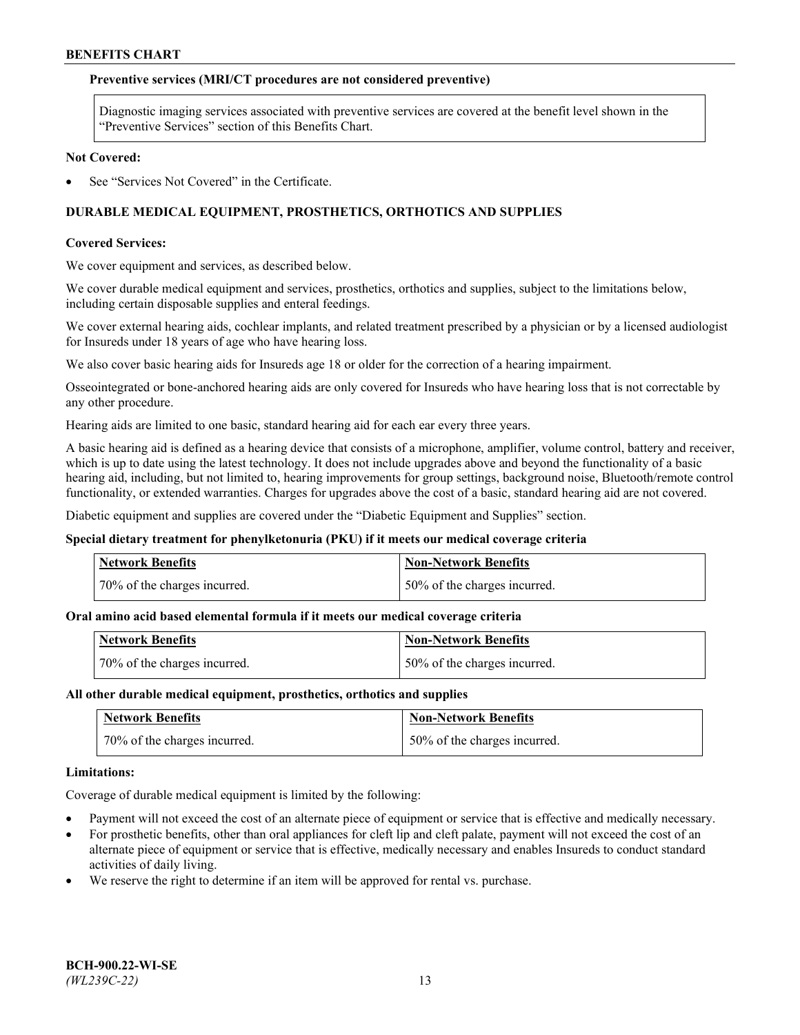### Preventive services (MRI/CT procedures are not considered preventive)

| Diagnostic imaging services associated with preventive services are covered at the benefit level shown in the "Preventive Services" section of this Benefits Chart. |
|---|

**Not Covered:**

- See "Services Not Covered" in the Certificate.

## DURABLE MEDICAL EQUIPMENT, PROSTHETICS, ORTHOTICS AND SUPPLIES

**Covered Services:**

We cover equipment and services, as described below.

We cover durable medical equipment and services, prosthetics, orthotics and supplies, subject to the limitations below, including certain disposable supplies and enteral feedings.

We cover external hearing aids, cochlear implants, and related treatment prescribed by a physician or by a licensed audiologist for Insureds under 18 years of age who have hearing loss.

We also cover basic hearing aids for Insureds age 18 or older for the correction of a hearing impairment.

Osseointegrated or bone-anchored hearing aids are only covered for Insureds who have hearing loss that is not correctable by any other procedure.

Hearing aids are limited to one basic, standard hearing aid for each ear every three years.

A basic hearing aid is defined as a hearing device that consists of a microphone, amplifier, volume control, battery and receiver, which is up to date using the latest technology. It does not include upgrades above and beyond the functionality of a basic hearing aid, including, but not limited to, hearing improvements for group settings, background noise, Bluetooth/remote control functionality, or extended warranties. Charges for upgrades above the cost of a basic, standard hearing aid are not covered.

Diabetic equipment and supplies are covered under the "Diabetic Equipment and Supplies" section.

### Special dietary treatment for phenylketonuria (PKU) if it meets our medical coverage criteria

| Network Benefits | Non-Network Benefits |
|---|---|
| 70% of the charges incurred. | 50% of the charges incurred. |

### Oral amino acid based elemental formula if it meets our medical coverage criteria

| Network Benefits | Non-Network Benefits |
|---|---|
| 70% of the charges incurred. | 50% of the charges incurred. |

### All other durable medical equipment, prosthetics, orthotics and supplies

| Network Benefits | Non-Network Benefits |
|---|---|
| 70% of the charges incurred. | 50% of the charges incurred. |

**Limitations:**

Coverage of durable medical equipment is limited by the following:

- Payment will not exceed the cost of an alternate piece of equipment or service that is effective and medically necessary.
- For prosthetic benefits, other than oral appliances for cleft lip and cleft palate, payment will not exceed the cost of an alternate piece of equipment or service that is effective, medically necessary and enables Insureds to conduct standard activities of daily living.
- We reserve the right to determine if an item will be approved for rental vs. purchase.

BCH-900.22-WI-SE
*(WL239C-22)*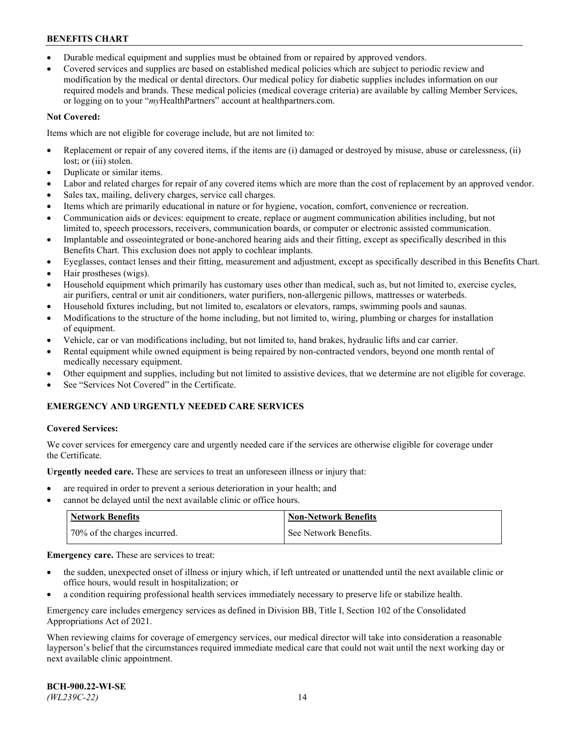- Durable medical equipment and supplies must be obtained from or repaired by approved vendors.
- Covered services and supplies are based on established medical policies which are subject to periodic review and modification by the medical or dental directors. Our medical policy for diabetic supplies includes information on our required models and brands. These medical policies (medical coverage criteria) are available by calling Member Services, or logging on to your "*my*HealthPartners" account at healthpartners.com.

**Not Covered:**

Items which are not eligible for coverage include, but are not limited to:

- Replacement or repair of any covered items, if the items are (i) damaged or destroyed by misuse, abuse or carelessness, (ii) lost; or (iii) stolen.
- Duplicate or similar items.
- Labor and related charges for repair of any covered items which are more than the cost of replacement by an approved vendor.
- Sales tax, mailing, delivery charges, service call charges.
- Items which are primarily educational in nature or for hygiene, vocation, comfort, convenience or recreation.
- Communication aids or devices: equipment to create, replace or augment communication abilities including, but not limited to, speech processors, receivers, communication boards, or computer or electronic assisted communication.
- Implantable and osseointegrated or bone-anchored hearing aids and their fitting, except as specifically described in this Benefits Chart. This exclusion does not apply to cochlear implants.
- Eyeglasses, contact lenses and their fitting, measurement and adjustment, except as specifically described in this Benefits Chart.
- Hair prostheses (wigs).
- Household equipment which primarily has customary uses other than medical, such as, but not limited to, exercise cycles, air purifiers, central or unit air conditioners, water purifiers, non-allergenic pillows, mattresses or waterbeds.
- Household fixtures including, but not limited to, escalators or elevators, ramps, swimming pools and saunas.
- Modifications to the structure of the home including, but not limited to, wiring, plumbing or charges for installation of equipment.
- Vehicle, car or van modifications including, but not limited to, hand brakes, hydraulic lifts and car carrier.
- Rental equipment while owned equipment is being repaired by non-contracted vendors, beyond one month rental of medically necessary equipment.
- Other equipment and supplies, including but not limited to assistive devices, that we determine are not eligible for coverage.
- See "Services Not Covered" in the Certificate.

## EMERGENCY AND URGENTLY NEEDED CARE SERVICES

**Covered Services:**

We cover services for emergency care and urgently needed care if the services are otherwise eligible for coverage under the Certificate.

**Urgently needed care.** These are services to treat an unforeseen illness or injury that:

- are required in order to prevent a serious deterioration in your health; and
- cannot be delayed until the next available clinic or office hours.

| Network Benefits | Non-Network Benefits |
|---|---|
| 70% of the charges incurred. | See Network Benefits. |

**Emergency care.** These are services to treat:

- the sudden, unexpected onset of illness or injury which, if left untreated or unattended until the next available clinic or office hours, would result in hospitalization; or
- a condition requiring professional health services immediately necessary to preserve life or stabilize health.

Emergency care includes emergency services as defined in Division BB, Title I, Section 102 of the Consolidated Appropriations Act of 2021.

When reviewing claims for coverage of emergency services, our medical director will take into consideration a reasonable layperson's belief that the circumstances required immediate medical care that could not wait until the next working day or next available clinic appointment.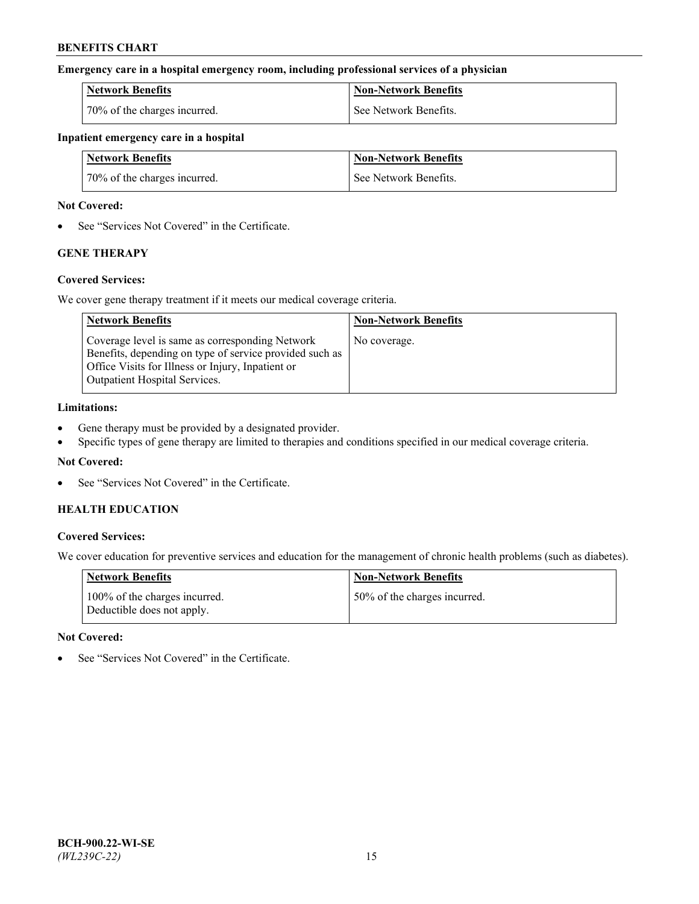**Emergency care in a hospital emergency room, including professional services of a physician**

| Network Benefits | Non-Network Benefits |
| --- | --- |
| 70% of the charges incurred. | See Network Benefits. |

**Inpatient emergency care in a hospital**

| Network Benefits | Non-Network Benefits |
| --- | --- |
| 70% of the charges incurred. | See Network Benefits. |

**Not Covered:**

- See "Services Not Covered" in the Certificate.

### GENE THERAPY

**Covered Services:**

We cover gene therapy treatment if it meets our medical coverage criteria.

| Network Benefits | Non-Network Benefits |
| --- | --- |
| Coverage level is same as corresponding Network Benefits, depending on type of service provided such as Office Visits for Illness or Injury, Inpatient or Outpatient Hospital Services. | No coverage. |

**Limitations:**

- Gene therapy must be provided by a designated provider.
- Specific types of gene therapy are limited to therapies and conditions specified in our medical coverage criteria.

**Not Covered:**

- See "Services Not Covered" in the Certificate.

### HEALTH EDUCATION

**Covered Services:**

We cover education for preventive services and education for the management of chronic health problems (such as diabetes).

| Network Benefits | Non-Network Benefits |
| --- | --- |
| 100% of the charges incurred. Deductible does not apply. | 50% of the charges incurred. |

**Not Covered:**

- See "Services Not Covered" in the Certificate.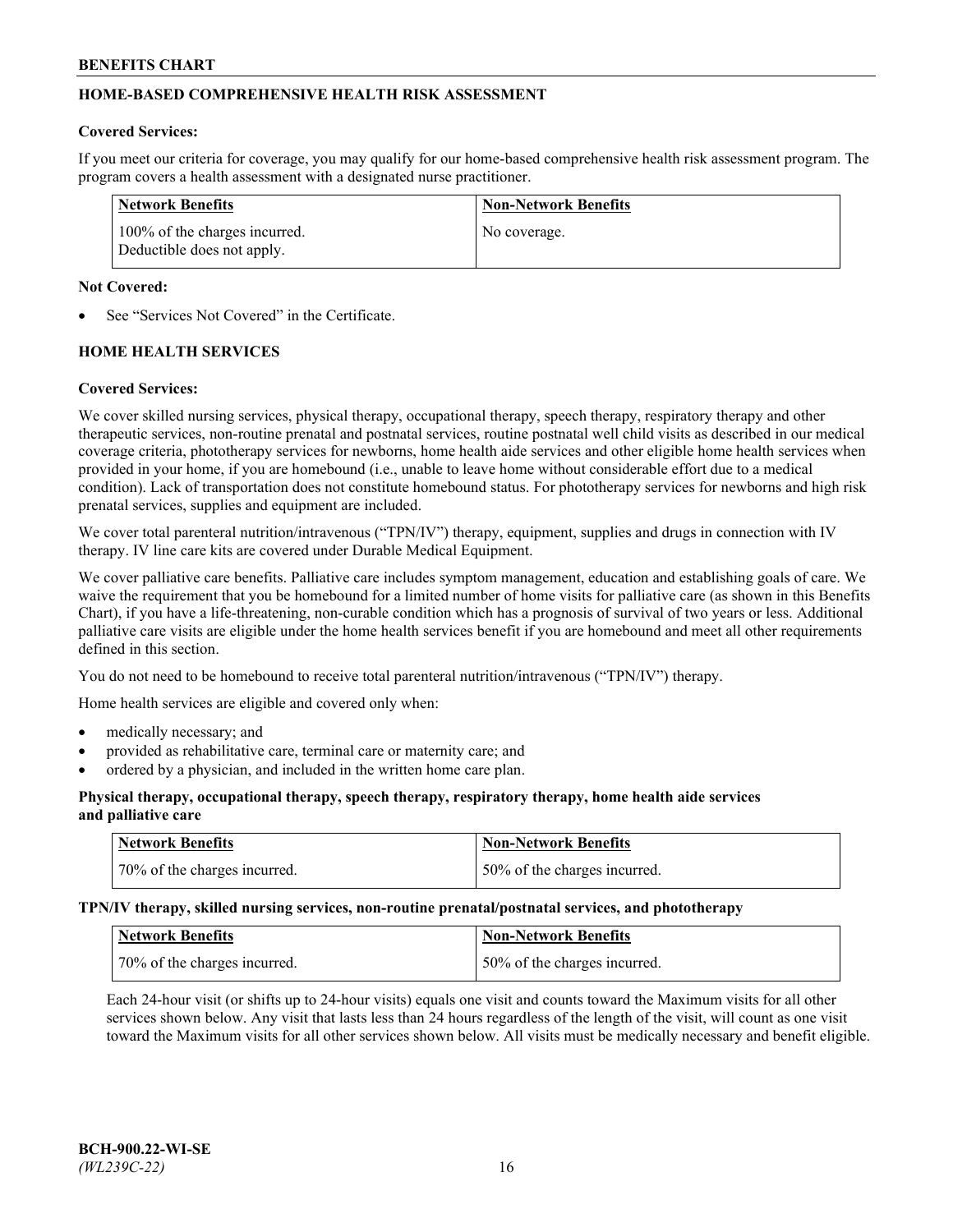## HOME-BASED COMPREHENSIVE HEALTH RISK ASSESSMENT

**Covered Services:**

If you meet our criteria for coverage, you may qualify for our home-based comprehensive health risk assessment program. The program covers a health assessment with a designated nurse practitioner.

| Network Benefits | Non-Network Benefits |
|---|---|
| 100% of the charges incurred. Deductible does not apply. | No coverage. |

**Not Covered:**

- See "Services Not Covered" in the Certificate.

## HOME HEALTH SERVICES

**Covered Services:**

We cover skilled nursing services, physical therapy, occupational therapy, speech therapy, respiratory therapy and other therapeutic services, non-routine prenatal and postnatal services, routine postnatal well child visits as described in our medical coverage criteria, phototherapy services for newborns, home health aide services and other eligible home health services when provided in your home, if you are homebound (i.e., unable to leave home without considerable effort due to a medical condition). Lack of transportation does not constitute homebound status. For phototherapy services for newborns and high risk prenatal services, supplies and equipment are included.

We cover total parenteral nutrition/intravenous ("TPN/IV") therapy, equipment, supplies and drugs in connection with IV therapy. IV line care kits are covered under Durable Medical Equipment.

We cover palliative care benefits. Palliative care includes symptom management, education and establishing goals of care. We waive the requirement that you be homebound for a limited number of home visits for palliative care (as shown in this Benefits Chart), if you have a life-threatening, non-curable condition which has a prognosis of survival of two years or less. Additional palliative care visits are eligible under the home health services benefit if you are homebound and meet all other requirements defined in this section.

You do not need to be homebound to receive total parenteral nutrition/intravenous ("TPN/IV") therapy.

Home health services are eligible and covered only when:

- medically necessary; and
- provided as rehabilitative care, terminal care or maternity care; and
- ordered by a physician, and included in the written home care plan.

**Physical therapy, occupational therapy, speech therapy, respiratory therapy, home health aide services and palliative care**

| Network Benefits | Non-Network Benefits |
|---|---|
| 70% of the charges incurred. | 50% of the charges incurred. |

**TPN/IV therapy, skilled nursing services, non-routine prenatal/postnatal services, and phototherapy**

| Network Benefits | Non-Network Benefits |
|---|---|
| 70% of the charges incurred. | 50% of the charges incurred. |

Each 24-hour visit (or shifts up to 24-hour visits) equals one visit and counts toward the Maximum visits for all other services shown below. Any visit that lasts less than 24 hours regardless of the length of the visit, will count as one visit toward the Maximum visits for all other services shown below. All visits must be medically necessary and benefit eligible.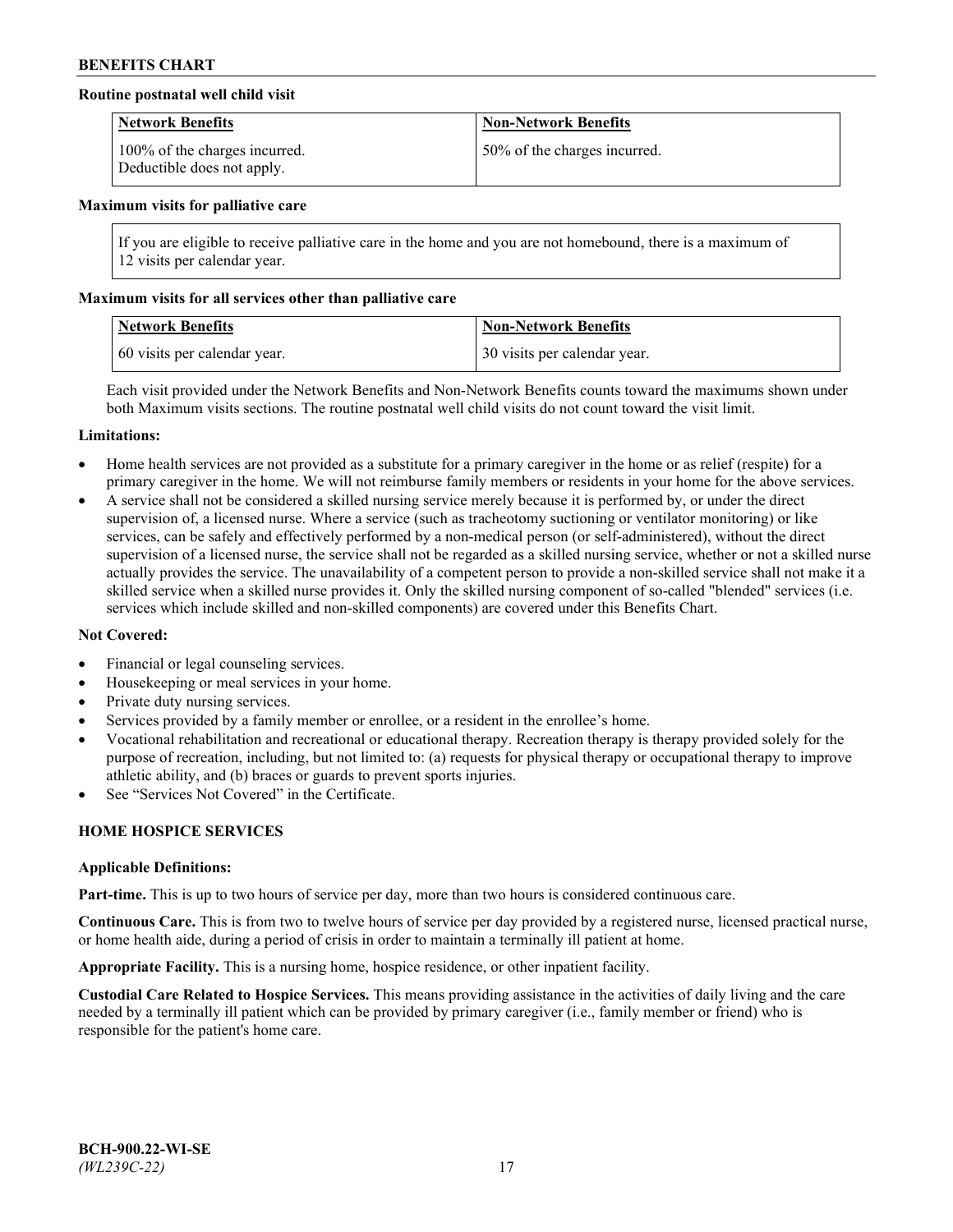**Routine postnatal well child visit**

| Network Benefits | Non-Network Benefits |
| --- | --- |
| 100% of the charges incurred. Deductible does not apply. | 50% of the charges incurred. |

**Maximum visits for palliative care**

If you are eligible to receive palliative care in the home and you are not homebound, there is a maximum of 12 visits per calendar year.

**Maximum visits for all services other than palliative care**

| Network Benefits | Non-Network Benefits |
| --- | --- |
| 60 visits per calendar year. | 30 visits per calendar year. |

Each visit provided under the Network Benefits and Non-Network Benefits counts toward the maximums shown under both Maximum visits sections. The routine postnatal well child visits do not count toward the visit limit.

**Limitations:**

- Home health services are not provided as a substitute for a primary caregiver in the home or as relief (respite) for a primary caregiver in the home. We will not reimburse family members or residents in your home for the above services.
- A service shall not be considered a skilled nursing service merely because it is performed by, or under the direct supervision of, a licensed nurse. Where a service (such as tracheotomy suctioning or ventilator monitoring) or like services, can be safely and effectively performed by a non-medical person (or self-administered), without the direct supervision of a licensed nurse, the service shall not be regarded as a skilled nursing service, whether or not a skilled nurse actually provides the service. The unavailability of a competent person to provide a non-skilled service shall not make it a skilled service when a skilled nurse provides it. Only the skilled nursing component of so-called "blended" services (i.e. services which include skilled and non-skilled components) are covered under this Benefits Chart.

**Not Covered:**

- Financial or legal counseling services.
- Housekeeping or meal services in your home.
- Private duty nursing services.
- Services provided by a family member or enrollee, or a resident in the enrollee's home.
- Vocational rehabilitation and recreational or educational therapy. Recreation therapy is therapy provided solely for the purpose of recreation, including, but not limited to: (a) requests for physical therapy or occupational therapy to improve athletic ability, and (b) braces or guards to prevent sports injuries.
- See "Services Not Covered" in the Certificate.

**HOME HOSPICE SERVICES**

**Applicable Definitions:**

**Part-time.** This is up to two hours of service per day, more than two hours is considered continuous care.

**Continuous Care.** This is from two to twelve hours of service per day provided by a registered nurse, licensed practical nurse, or home health aide, during a period of crisis in order to maintain a terminally ill patient at home.

**Appropriate Facility.** This is a nursing home, hospice residence, or other inpatient facility.

**Custodial Care Related to Hospice Services.** This means providing assistance in the activities of daily living and the care needed by a terminally ill patient which can be provided by primary caregiver (i.e., family member or friend) who is responsible for the patient's home care.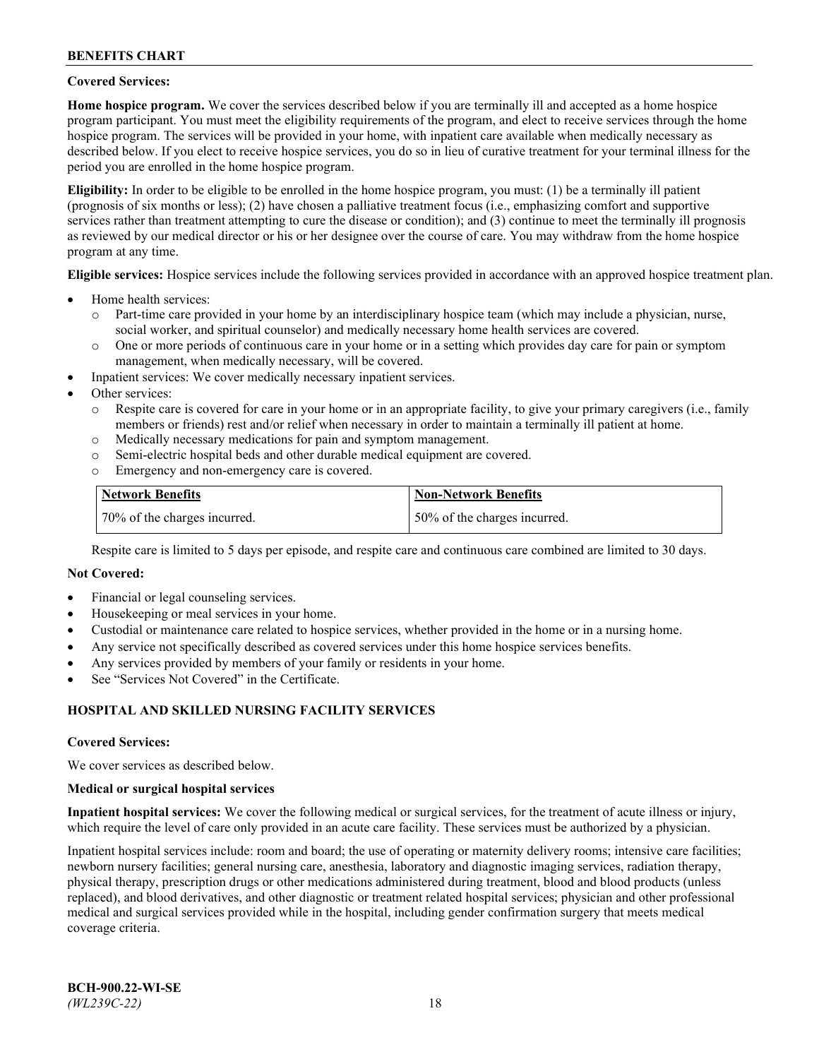**Covered Services:**

**Home hospice program.** We cover the services described below if you are terminally ill and accepted as a home hospice program participant. You must meet the eligibility requirements of the program, and elect to receive services through the home hospice program. The services will be provided in your home, with inpatient care available when medically necessary as described below. If you elect to receive hospice services, you do so in lieu of curative treatment for your terminal illness for the period you are enrolled in the home hospice program.

**Eligibility:** In order to be eligible to be enrolled in the home hospice program, you must: (1) be a terminally ill patient (prognosis of six months or less); (2) have chosen a palliative treatment focus (i.e., emphasizing comfort and supportive services rather than treatment attempting to cure the disease or condition); and (3) continue to meet the terminally ill prognosis as reviewed by our medical director or his or her designee over the course of care. You may withdraw from the home hospice program at any time.

**Eligible services:** Hospice services include the following services provided in accordance with an approved hospice treatment plan.

- Home health services:
  - Part-time care provided in your home by an interdisciplinary hospice team (which may include a physician, nurse, social worker, and spiritual counselor) and medically necessary home health services are covered.
  - One or more periods of continuous care in your home or in a setting which provides day care for pain or symptom management, when medically necessary, will be covered.
- Inpatient services: We cover medically necessary inpatient services.
- Other services:
  - Respite care is covered for care in your home or in an appropriate facility, to give your primary caregivers (i.e., family members or friends) rest and/or relief when necessary in order to maintain a terminally ill patient at home.
  - Medically necessary medications for pain and symptom management.
  - Semi-electric hospital beds and other durable medical equipment are covered.
  - Emergency and non-emergency care is covered.

| Network Benefits | Non-Network Benefits |
| --- | --- |
| 70% of the charges incurred. | 50% of the charges incurred. |

Respite care is limited to 5 days per episode, and respite care and continuous care combined are limited to 30 days.

**Not Covered:**

- Financial or legal counseling services.
- Housekeeping or meal services in your home.
- Custodial or maintenance care related to hospice services, whether provided in the home or in a nursing home.
- Any service not specifically described as covered services under this home hospice services benefits.
- Any services provided by members of your family or residents in your home.
- See "Services Not Covered" in the Certificate.

## HOSPITAL AND SKILLED NURSING FACILITY SERVICES

**Covered Services:**

We cover services as described below.

**Medical or surgical hospital services**

**Inpatient hospital services:** We cover the following medical or surgical services, for the treatment of acute illness or injury, which require the level of care only provided in an acute care facility. These services must be authorized by a physician.

Inpatient hospital services include: room and board; the use of operating or maternity delivery rooms; intensive care facilities; newborn nursery facilities; general nursing care, anesthesia, laboratory and diagnostic imaging services, radiation therapy, physical therapy, prescription drugs or other medications administered during treatment, blood and blood products (unless replaced), and blood derivatives, and other diagnostic or treatment related hospital services; physician and other professional medical and surgical services provided while in the hospital, including gender confirmation surgery that meets medical coverage criteria.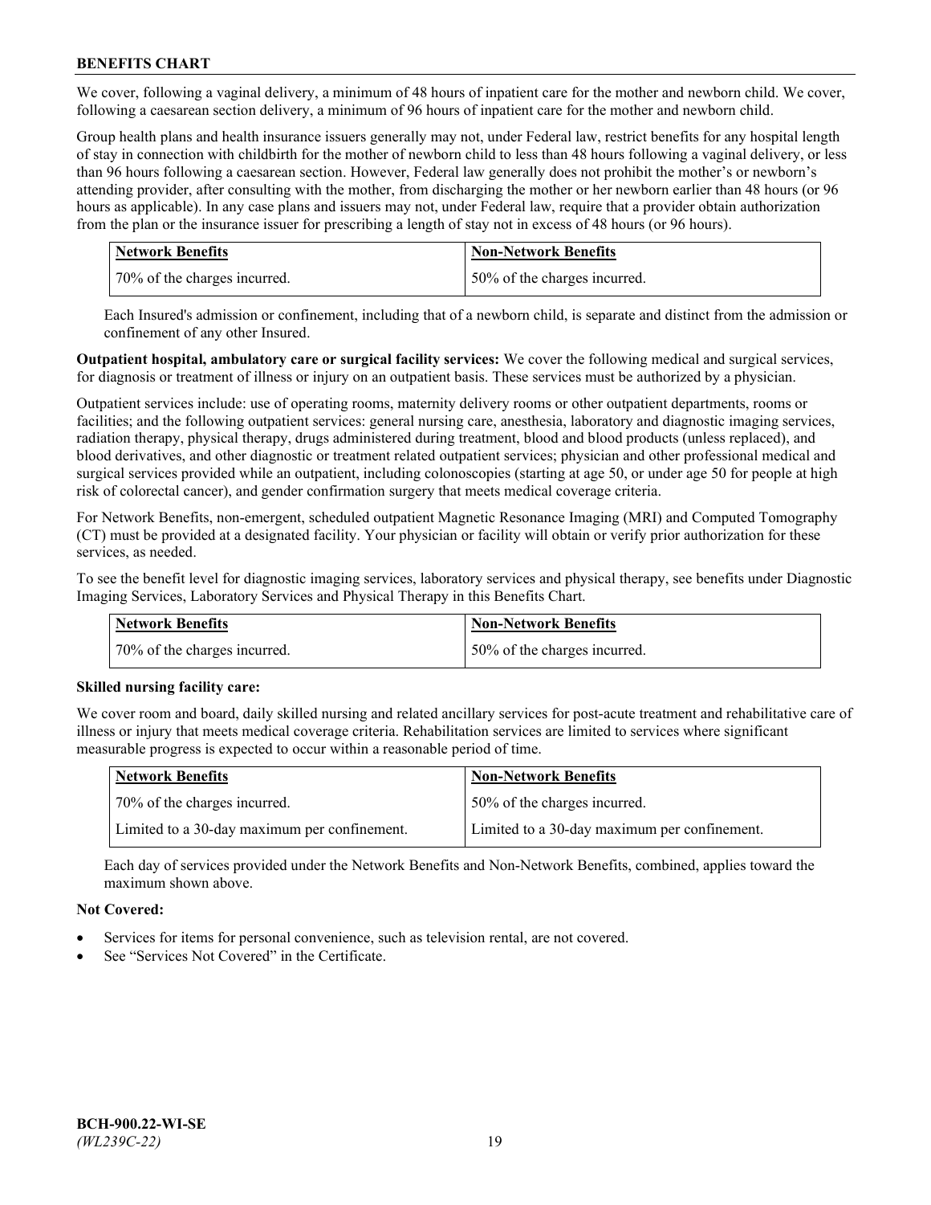We cover, following a vaginal delivery, a minimum of 48 hours of inpatient care for the mother and newborn child. We cover, following a caesarean section delivery, a minimum of 96 hours of inpatient care for the mother and newborn child.

Group health plans and health insurance issuers generally may not, under Federal law, restrict benefits for any hospital length of stay in connection with childbirth for the mother of newborn child to less than 48 hours following a vaginal delivery, or less than 96 hours following a caesarean section. However, Federal law generally does not prohibit the mother's or newborn's attending provider, after consulting with the mother, from discharging the mother or her newborn earlier than 48 hours (or 96 hours as applicable). In any case plans and issuers may not, under Federal law, require that a provider obtain authorization from the plan or the insurance issuer for prescribing a length of stay not in excess of 48 hours (or 96 hours).

| Network Benefits | Non-Network Benefits |
|---|---|
| 70% of the charges incurred. | 50% of the charges incurred. |

Each Insured's admission or confinement, including that of a newborn child, is separate and distinct from the admission or confinement of any other Insured.

**Outpatient hospital, ambulatory care or surgical facility services:** We cover the following medical and surgical services, for diagnosis or treatment of illness or injury on an outpatient basis. These services must be authorized by a physician.

Outpatient services include: use of operating rooms, maternity delivery rooms or other outpatient departments, rooms or facilities; and the following outpatient services: general nursing care, anesthesia, laboratory and diagnostic imaging services, radiation therapy, physical therapy, drugs administered during treatment, blood and blood products (unless replaced), and blood derivatives, and other diagnostic or treatment related outpatient services; physician and other professional medical and surgical services provided while an outpatient, including colonoscopies (starting at age 50, or under age 50 for people at high risk of colorectal cancer), and gender confirmation surgery that meets medical coverage criteria.

For Network Benefits, non-emergent, scheduled outpatient Magnetic Resonance Imaging (MRI) and Computed Tomography (CT) must be provided at a designated facility. Your physician or facility will obtain or verify prior authorization for these services, as needed.

To see the benefit level for diagnostic imaging services, laboratory services and physical therapy, see benefits under Diagnostic Imaging Services, Laboratory Services and Physical Therapy in this Benefits Chart.

| Network Benefits | Non-Network Benefits |
|---|---|
| 70% of the charges incurred. | 50% of the charges incurred. |

**Skilled nursing facility care:**

We cover room and board, daily skilled nursing and related ancillary services for post-acute treatment and rehabilitative care of illness or injury that meets medical coverage criteria. Rehabilitation services are limited to services where significant measurable progress is expected to occur within a reasonable period of time.

| Network Benefits | Non-Network Benefits |
|---|---|
| 70% of the charges incurred. | 50% of the charges incurred. |
| Limited to a 30-day maximum per confinement. | Limited to a 30-day maximum per confinement. |

Each day of services provided under the Network Benefits and Non-Network Benefits, combined, applies toward the maximum shown above.

**Not Covered:**

- Services for items for personal convenience, such as television rental, are not covered.
- See "Services Not Covered" in the Certificate.

**BCH-900.22-WI-SE**
*(WL239C-22)*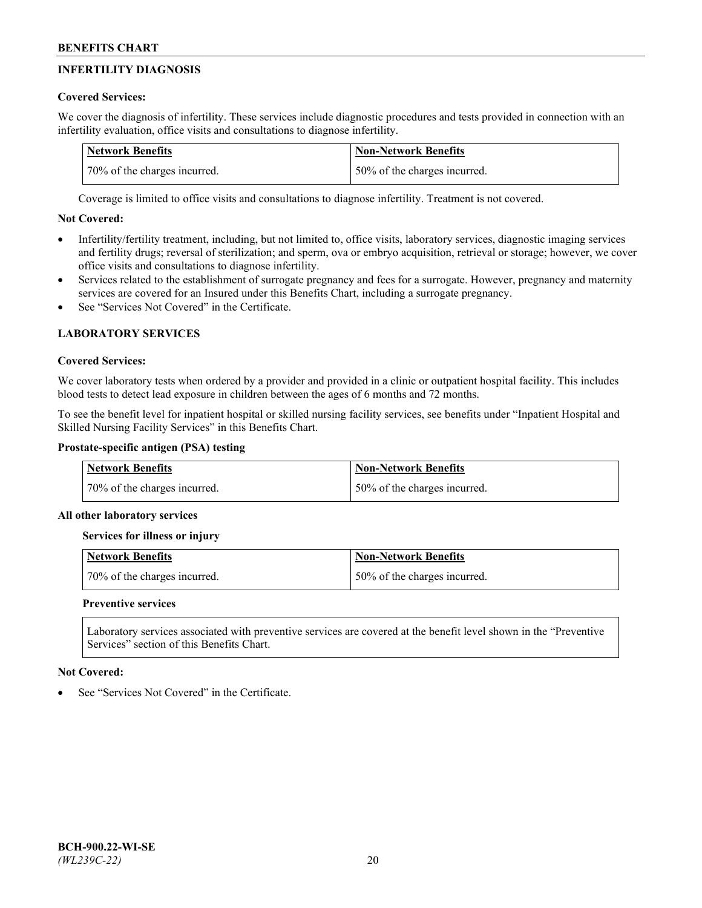## INFERTILITY DIAGNOSIS

**Covered Services:**

We cover the diagnosis of infertility. These services include diagnostic procedures and tests provided in connection with an infertility evaluation, office visits and consultations to diagnose infertility.

| Network Benefits | Non-Network Benefits |
|---|---|
| 70% of the charges incurred. | 50% of the charges incurred. |

Coverage is limited to office visits and consultations to diagnose infertility. Treatment is not covered.

**Not Covered:**

- Infertility/fertility treatment, including, but not limited to, office visits, laboratory services, diagnostic imaging services and fertility drugs; reversal of sterilization; and sperm, ova or embryo acquisition, retrieval or storage; however, we cover office visits and consultations to diagnose infertility.
- Services related to the establishment of surrogate pregnancy and fees for a surrogate. However, pregnancy and maternity services are covered for an Insured under this Benefits Chart, including a surrogate pregnancy.
- See "Services Not Covered" in the Certificate.

## LABORATORY SERVICES

**Covered Services:**

We cover laboratory tests when ordered by a provider and provided in a clinic or outpatient hospital facility. This includes blood tests to detect lead exposure in children between the ages of 6 months and 72 months.

To see the benefit level for inpatient hospital or skilled nursing facility services, see benefits under "Inpatient Hospital and Skilled Nursing Facility Services" in this Benefits Chart.

**Prostate-specific antigen (PSA) testing**

| Network Benefits | Non-Network Benefits |
|---|---|
| 70% of the charges incurred. | 50% of the charges incurred. |

**All other laboratory services**

**Services for illness or injury**

| Network Benefits | Non-Network Benefits |
|---|---|
| 70% of the charges incurred. | 50% of the charges incurred. |

**Preventive services**

Laboratory services associated with preventive services are covered at the benefit level shown in the "Preventive Services" section of this Benefits Chart.

**Not Covered:**

- See "Services Not Covered" in the Certificate.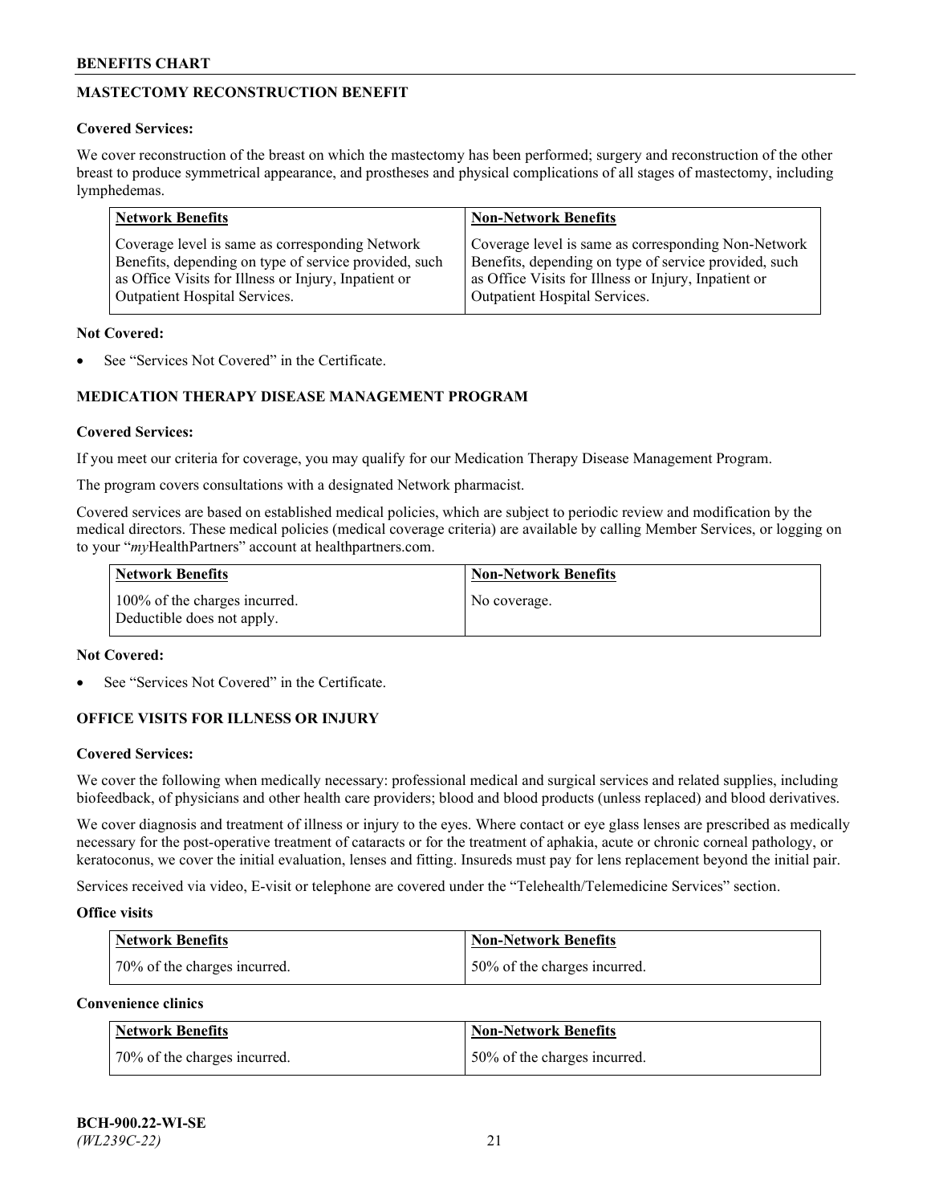## MASTECTOMY RECONSTRUCTION BENEFIT

**Covered Services:**

We cover reconstruction of the breast on which the mastectomy has been performed; surgery and reconstruction of the other breast to produce symmetrical appearance, and prostheses and physical complications of all stages of mastectomy, including lymphedemas.

| Network Benefits | Non-Network Benefits |
|---|---|
| Coverage level is same as corresponding Network Benefits, depending on type of service provided, such as Office Visits for Illness or Injury, Inpatient or Outpatient Hospital Services. | Coverage level is same as corresponding Non-Network Benefits, depending on type of service provided, such as Office Visits for Illness or Injury, Inpatient or Outpatient Hospital Services. |

**Not Covered:**

- See "Services Not Covered" in the Certificate.

## MEDICATION THERAPY DISEASE MANAGEMENT PROGRAM

**Covered Services:**

If you meet our criteria for coverage, you may qualify for our Medication Therapy Disease Management Program.

The program covers consultations with a designated Network pharmacist.

Covered services are based on established medical policies, which are subject to periodic review and modification by the medical directors. These medical policies (medical coverage criteria) are available by calling Member Services, or logging on to your "*my*HealthPartners" account at healthpartners.com.

| Network Benefits | Non-Network Benefits |
|---|---|
| 100% of the charges incurred. Deductible does not apply. | No coverage. |

**Not Covered:**

- See "Services Not Covered" in the Certificate.

## OFFICE VISITS FOR ILLNESS OR INJURY

**Covered Services:**

We cover the following when medically necessary: professional medical and surgical services and related supplies, including biofeedback, of physicians and other health care providers; blood and blood products (unless replaced) and blood derivatives.

We cover diagnosis and treatment of illness or injury to the eyes. Where contact or eye glass lenses are prescribed as medically necessary for the post-operative treatment of cataracts or for the treatment of aphakia, acute or chronic corneal pathology, or keratoconus, we cover the initial evaluation, lenses and fitting. Insureds must pay for lens replacement beyond the initial pair.

Services received via video, E-visit or telephone are covered under the "Telehealth/Telemedicine Services" section.

**Office visits**

| Network Benefits | Non-Network Benefits |
|---|---|
| 70% of the charges incurred. | 50% of the charges incurred. |

**Convenience clinics**

| Network Benefits | Non-Network Benefits |
|---|---|
| 70% of the charges incurred. | 50% of the charges incurred. |

**BCH-900.22-WI-SE**
*(WL239C-22)*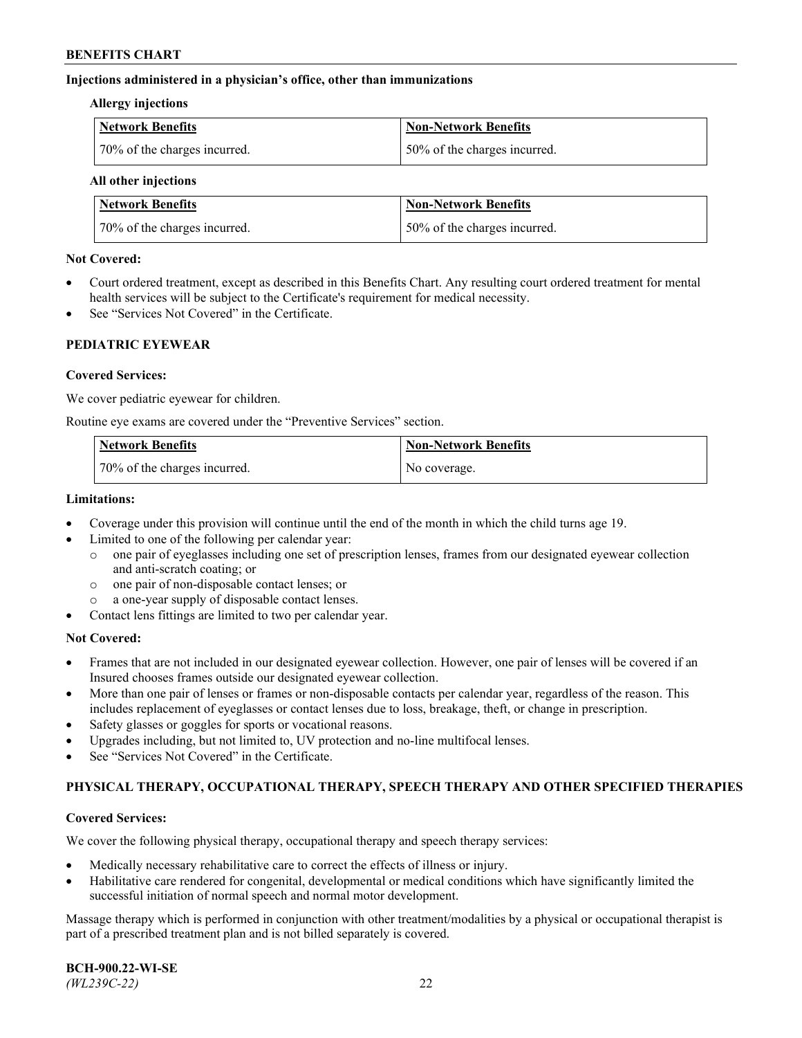### Injections administered in a physician's office, other than immunizations

**Allergy injections**

| Network Benefits | Non-Network Benefits |
|---|---|
| 70% of the charges incurred. | 50% of the charges incurred. |

**All other injections**

| Network Benefits | Non-Network Benefits |
|---|---|
| 70% of the charges incurred. | 50% of the charges incurred. |

**Not Covered:**

- Court ordered treatment, except as described in this Benefits Chart. Any resulting court ordered treatment for mental health services will be subject to the Certificate's requirement for medical necessity.
- See "Services Not Covered" in the Certificate.

## PEDIATRIC EYEWEAR

**Covered Services:**

We cover pediatric eyewear for children.

Routine eye exams are covered under the "Preventive Services" section.

| Network Benefits | Non-Network Benefits |
|---|---|
| 70% of the charges incurred. | No coverage. |

**Limitations:**

- Coverage under this provision will continue until the end of the month in which the child turns age 19.
- Limited to one of the following per calendar year:
  - one pair of eyeglasses including one set of prescription lenses, frames from our designated eyewear collection and anti-scratch coating; or
  - one pair of non-disposable contact lenses; or
  - a one-year supply of disposable contact lenses.
- Contact lens fittings are limited to two per calendar year.

**Not Covered:**

- Frames that are not included in our designated eyewear collection. However, one pair of lenses will be covered if an Insured chooses frames outside our designated eyewear collection.
- More than one pair of lenses or frames or non-disposable contacts per calendar year, regardless of the reason. This includes replacement of eyeglasses or contact lenses due to loss, breakage, theft, or change in prescription.
- Safety glasses or goggles for sports or vocational reasons.
- Upgrades including, but not limited to, UV protection and no-line multifocal lenses.
- See "Services Not Covered" in the Certificate.

## PHYSICAL THERAPY, OCCUPATIONAL THERAPY, SPEECH THERAPY AND OTHER SPECIFIED THERAPIES

**Covered Services:**

We cover the following physical therapy, occupational therapy and speech therapy services:

- Medically necessary rehabilitative care to correct the effects of illness or injury.
- Habilitative care rendered for congenital, developmental or medical conditions which have significantly limited the successful initiation of normal speech and normal motor development.

Massage therapy which is performed in conjunction with other treatment/modalities by a physical or occupational therapist is part of a prescribed treatment plan and is not billed separately is covered.

**BCH-900.22-WI-SE**
*(WL239C-22)*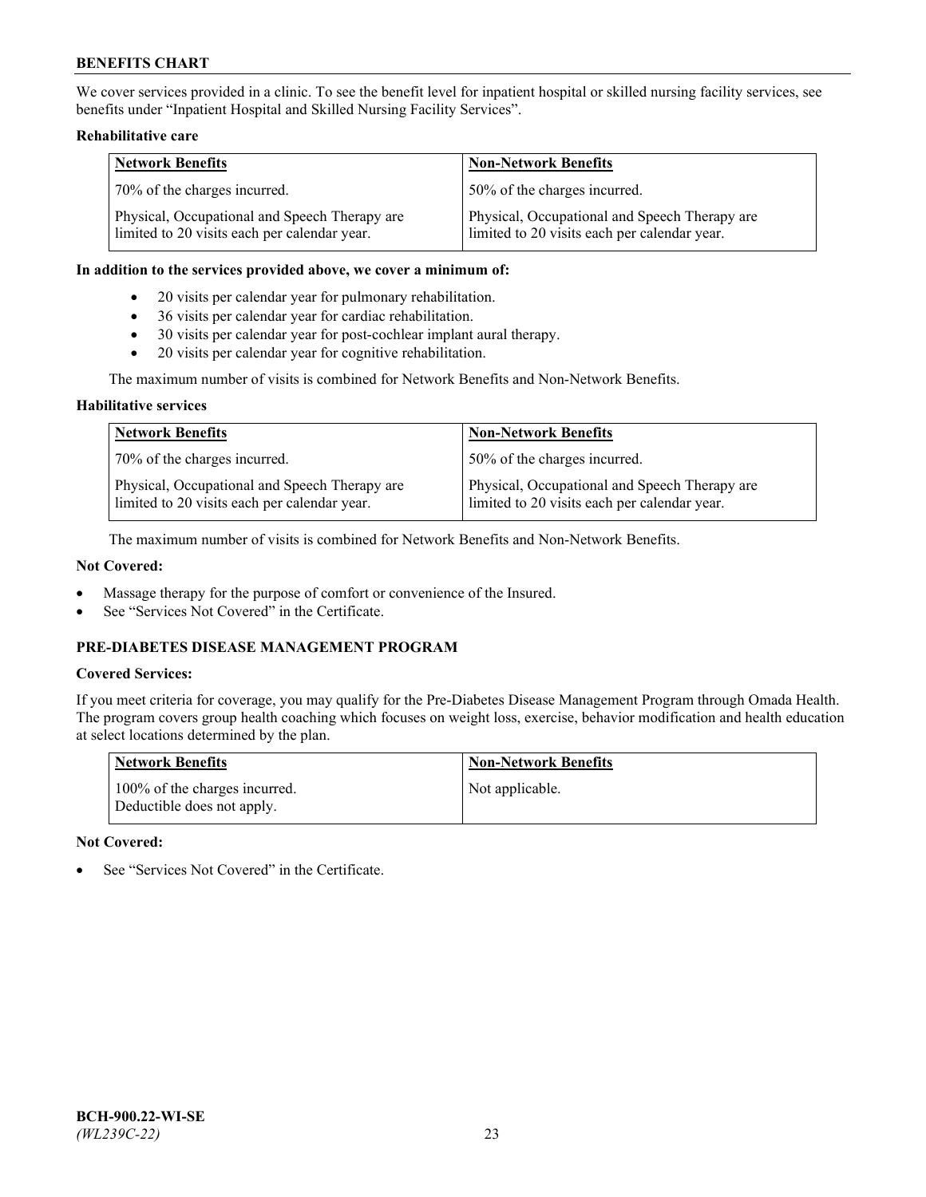We cover services provided in a clinic. To see the benefit level for inpatient hospital or skilled nursing facility services, see benefits under "Inpatient Hospital and Skilled Nursing Facility Services".

**Rehabilitative care**

| Network Benefits | Non-Network Benefits |
|---|---|
| 70% of the charges incurred. | 50% of the charges incurred. |
| Physical, Occupational and Speech Therapy are limited to 20 visits each per calendar year. | Physical, Occupational and Speech Therapy are limited to 20 visits each per calendar year. |

**In addition to the services provided above, we cover a minimum of:**

- 20 visits per calendar year for pulmonary rehabilitation.
- 36 visits per calendar year for cardiac rehabilitation.
- 30 visits per calendar year for post-cochlear implant aural therapy.
- 20 visits per calendar year for cognitive rehabilitation.

The maximum number of visits is combined for Network Benefits and Non-Network Benefits.

**Habilitative services**

| Network Benefits | Non-Network Benefits |
|---|---|
| 70% of the charges incurred. | 50% of the charges incurred. |
| Physical, Occupational and Speech Therapy are limited to 20 visits each per calendar year. | Physical, Occupational and Speech Therapy are limited to 20 visits each per calendar year. |

The maximum number of visits is combined for Network Benefits and Non-Network Benefits.

**Not Covered:**

- Massage therapy for the purpose of comfort or convenience of the Insured.
- See "Services Not Covered" in the Certificate.

## PRE-DIABETES DISEASE MANAGEMENT PROGRAM

**Covered Services:**

If you meet criteria for coverage, you may qualify for the Pre-Diabetes Disease Management Program through Omada Health. The program covers group health coaching which focuses on weight loss, exercise, behavior modification and health education at select locations determined by the plan.

| Network Benefits | Non-Network Benefits |
|---|---|
| 100% of the charges incurred. Deductible does not apply. | Not applicable. |

**Not Covered:**

- See "Services Not Covered" in the Certificate.

BCH-900.22-WI-SE
*(WL239C-22)*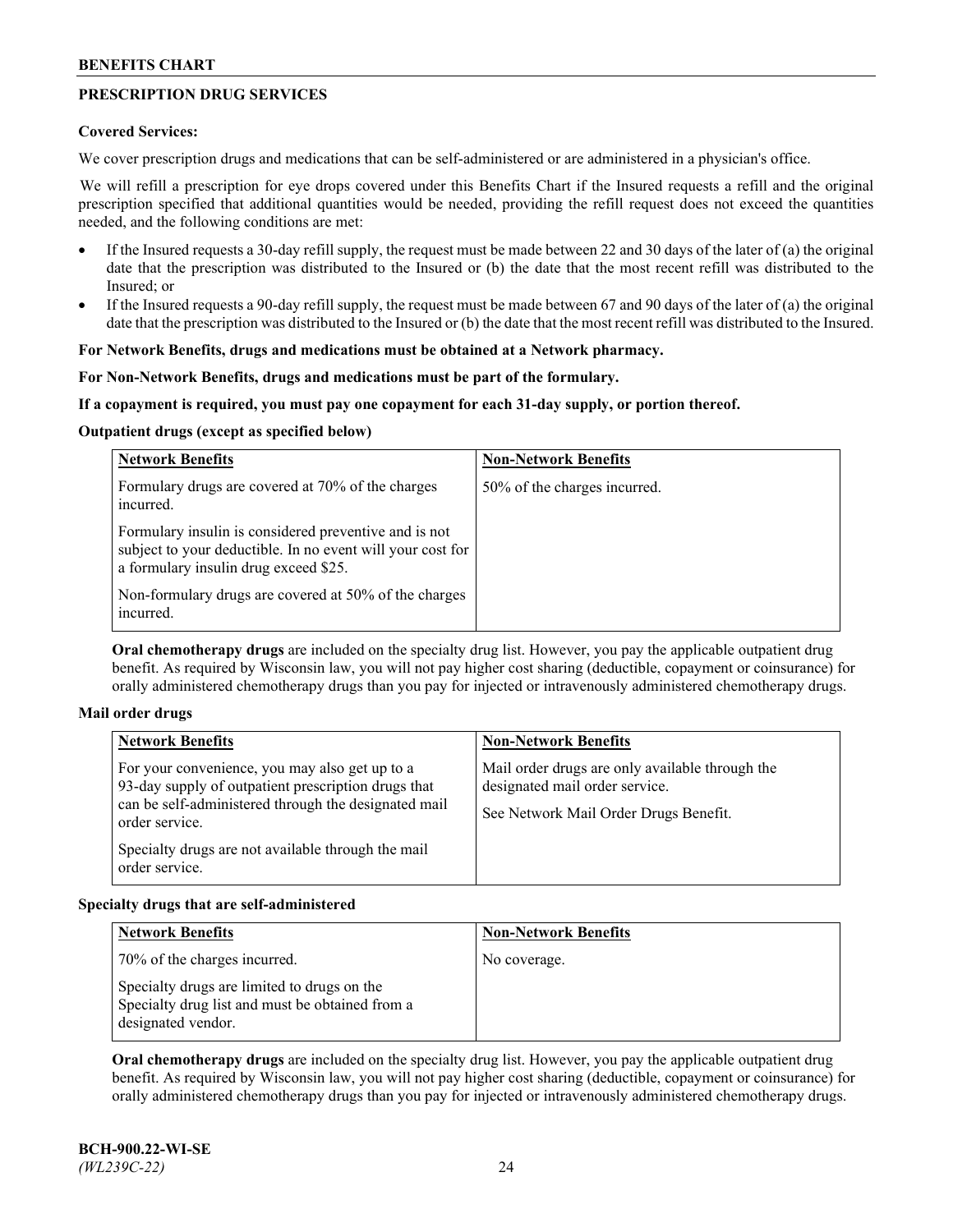## PRESCRIPTION DRUG SERVICES

**Covered Services:**

We cover prescription drugs and medications that can be self-administered or are administered in a physician's office.

We will refill a prescription for eye drops covered under this Benefits Chart if the Insured requests a refill and the original prescription specified that additional quantities would be needed, providing the refill request does not exceed the quantities needed, and the following conditions are met:

- If the Insured requests a 30-day refill supply, the request must be made between 22 and 30 days of the later of (a) the original date that the prescription was distributed to the Insured or (b) the date that the most recent refill was distributed to the Insured; or
- If the Insured requests a 90-day refill supply, the request must be made between 67 and 90 days of the later of (a) the original date that the prescription was distributed to the Insured or (b) the date that the most recent refill was distributed to the Insured.

**For Network Benefits, drugs and medications must be obtained at a Network pharmacy.**

**For Non-Network Benefits, drugs and medications must be part of the formulary.**

**If a copayment is required, you must pay one copayment for each 31-day supply, or portion thereof.**

**Outpatient drugs (except as specified below)**

| Network Benefits | Non-Network Benefits |
|---|---|
| Formulary drugs are covered at 70% of the charges incurred.<br><br>Formulary insulin is considered preventive and is not subject to your deductible. In no event will your cost for a formulary insulin drug exceed $25.<br><br>Non-formulary drugs are covered at 50% of the charges incurred. | 50% of the charges incurred. |

**Oral chemotherapy drugs** are included on the specialty drug list. However, you pay the applicable outpatient drug benefit. As required by Wisconsin law, you will not pay higher cost sharing (deductible, copayment or coinsurance) for orally administered chemotherapy drugs than you pay for injected or intravenously administered chemotherapy drugs.

**Mail order drugs**

| Network Benefits | Non-Network Benefits |
|---|---|
| For your convenience, you may also get up to a 93-day supply of outpatient prescription drugs that can be self-administered through the designated mail order service.<br><br>Specialty drugs are not available through the mail order service. | Mail order drugs are only available through the designated mail order service.<br><br>See Network Mail Order Drugs Benefit. |

**Specialty drugs that are self-administered**

| Network Benefits | Non-Network Benefits |
|---|---|
| 70% of the charges incurred.<br><br>Specialty drugs are limited to drugs on the Specialty drug list and must be obtained from a designated vendor. | No coverage. |

**Oral chemotherapy drugs** are included on the specialty drug list. However, you pay the applicable outpatient drug benefit. As required by Wisconsin law, you will not pay higher cost sharing (deductible, copayment or coinsurance) for orally administered chemotherapy drugs than you pay for injected or intravenously administered chemotherapy drugs.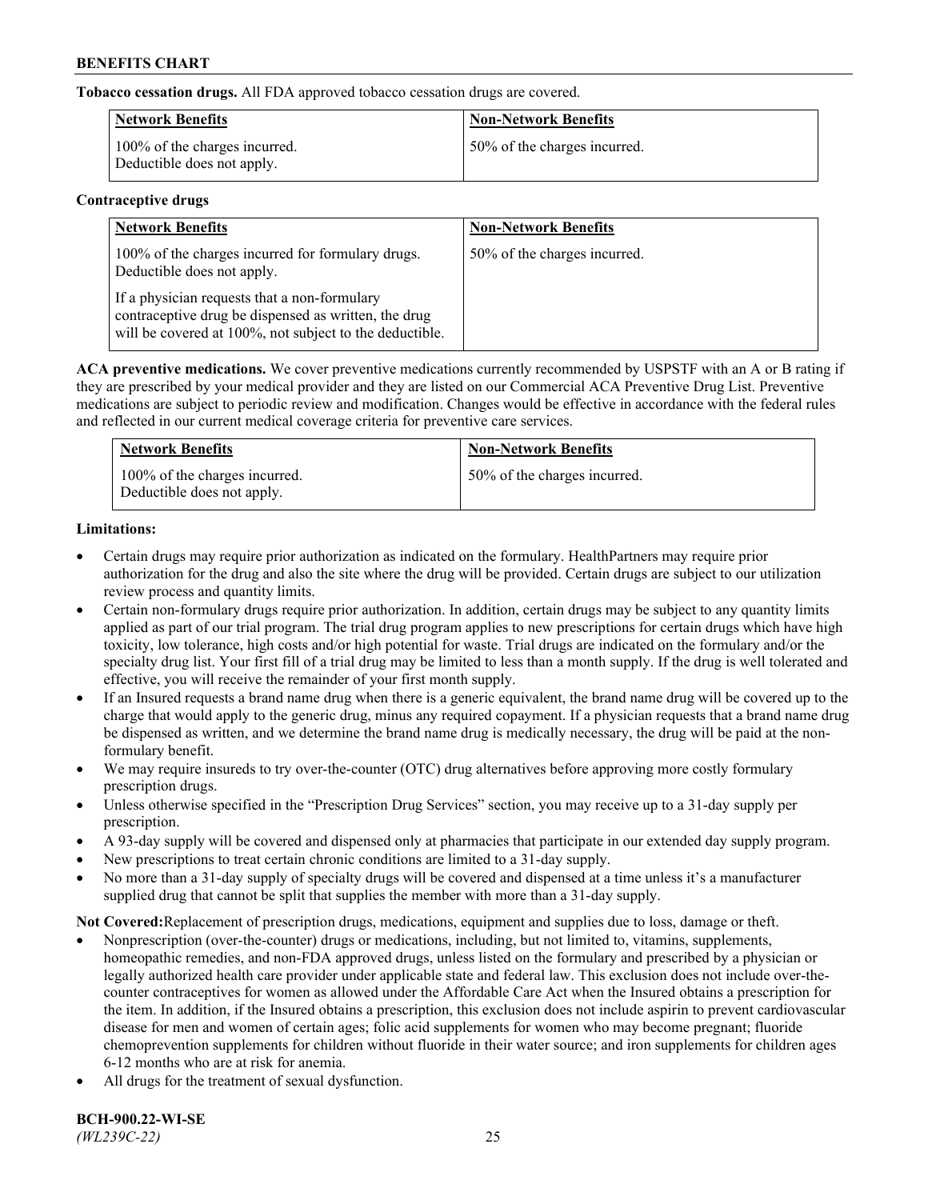**Tobacco cessation drugs.** All FDA approved tobacco cessation drugs are covered.

| Network Benefits | Non-Network Benefits |
|---|---|
| 100% of the charges incurred. Deductible does not apply. | 50% of the charges incurred. |

**Contraceptive drugs**

| Network Benefits | Non-Network Benefits |
|---|---|
| 100% of the charges incurred for formulary drugs. Deductible does not apply.<br><br>If a physician requests that a non-formulary contraceptive drug be dispensed as written, the drug will be covered at 100%, not subject to the deductible. | 50% of the charges incurred. |

**ACA preventive medications.** We cover preventive medications currently recommended by USPSTF with an A or B rating if they are prescribed by your medical provider and they are listed on our Commercial ACA Preventive Drug List. Preventive medications are subject to periodic review and modification. Changes would be effective in accordance with the federal rules and reflected in our current medical coverage criteria for preventive care services.

| Network Benefits | Non-Network Benefits |
|---|---|
| 100% of the charges incurred. Deductible does not apply. | 50% of the charges incurred. |

**Limitations:**

- Certain drugs may require prior authorization as indicated on the formulary. HealthPartners may require prior authorization for the drug and also the site where the drug will be provided. Certain drugs are subject to our utilization review process and quantity limits.
- Certain non-formulary drugs require prior authorization. In addition, certain drugs may be subject to any quantity limits applied as part of our trial program. The trial drug program applies to new prescriptions for certain drugs which have high toxicity, low tolerance, high costs and/or high potential for waste. Trial drugs are indicated on the formulary and/or the specialty drug list. Your first fill of a trial drug may be limited to less than a month supply. If the drug is well tolerated and effective, you will receive the remainder of your first month supply.
- If an Insured requests a brand name drug when there is a generic equivalent, the brand name drug will be covered up to the charge that would apply to the generic drug, minus any required copayment. If a physician requests that a brand name drug be dispensed as written, and we determine the brand name drug is medically necessary, the drug will be paid at the non-formulary benefit.
- We may require insureds to try over-the-counter (OTC) drug alternatives before approving more costly formulary prescription drugs.
- Unless otherwise specified in the "Prescription Drug Services" section, you may receive up to a 31-day supply per prescription.
- A 93-day supply will be covered and dispensed only at pharmacies that participate in our extended day supply program.
- New prescriptions to treat certain chronic conditions are limited to a 31-day supply.
- No more than a 31-day supply of specialty drugs will be covered and dispensed at a time unless it's a manufacturer supplied drug that cannot be split that supplies the member with more than a 31-day supply.

**Not Covered:**Replacement of prescription drugs, medications, equipment and supplies due to loss, damage or theft.

- Nonprescription (over-the-counter) drugs or medications, including, but not limited to, vitamins, supplements, homeopathic remedies, and non-FDA approved drugs, unless listed on the formulary and prescribed by a physician or legally authorized health care provider under applicable state and federal law. This exclusion does not include over-the-counter contraceptives for women as allowed under the Affordable Care Act when the Insured obtains a prescription for the item. In addition, if the Insured obtains a prescription, this exclusion does not include aspirin to prevent cardiovascular disease for men and women of certain ages; folic acid supplements for women who may become pregnant; fluoride chemoprevention supplements for children without fluoride in their water source; and iron supplements for children ages 6-12 months who are at risk for anemia.
- All drugs for the treatment of sexual dysfunction.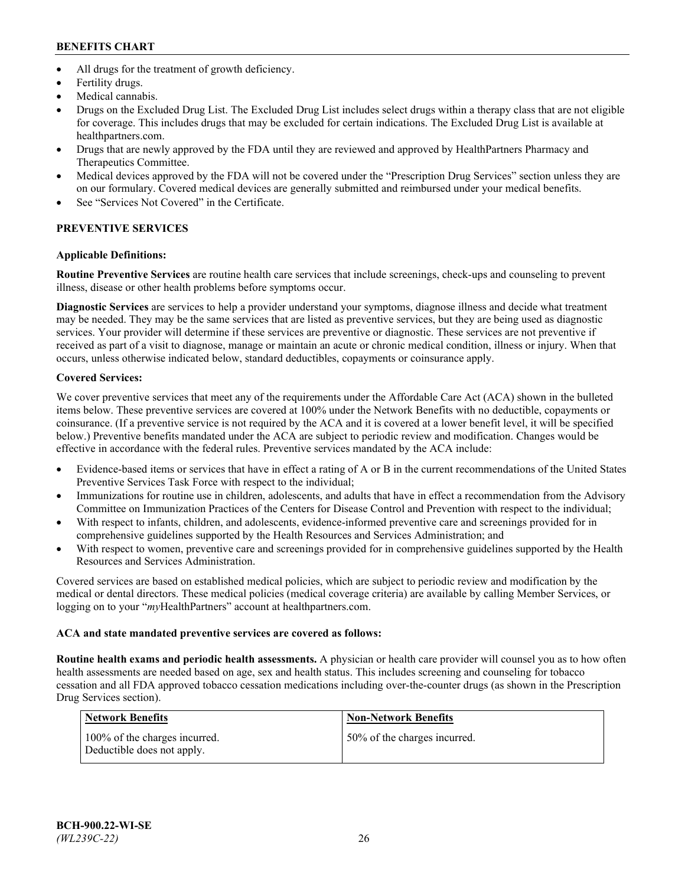- All drugs for the treatment of growth deficiency.
- Fertility drugs.
- Medical cannabis.
- Drugs on the Excluded Drug List. The Excluded Drug List includes select drugs within a therapy class that are not eligible for coverage. This includes drugs that may be excluded for certain indications. The Excluded Drug List is available at healthpartners.com.
- Drugs that are newly approved by the FDA until they are reviewed and approved by HealthPartners Pharmacy and Therapeutics Committee.
- Medical devices approved by the FDA will not be covered under the "Prescription Drug Services" section unless they are on our formulary. Covered medical devices are generally submitted and reimbursed under your medical benefits.
- See "Services Not Covered" in the Certificate.

**PREVENTIVE SERVICES**

**Applicable Definitions:**

**Routine Preventive Services** are routine health care services that include screenings, check-ups and counseling to prevent illness, disease or other health problems before symptoms occur.

**Diagnostic Services** are services to help a provider understand your symptoms, diagnose illness and decide what treatment may be needed. They may be the same services that are listed as preventive services, but they are being used as diagnostic services. Your provider will determine if these services are preventive or diagnostic. These services are not preventive if received as part of a visit to diagnose, manage or maintain an acute or chronic medical condition, illness or injury. When that occurs, unless otherwise indicated below, standard deductibles, copayments or coinsurance apply.

**Covered Services:**

We cover preventive services that meet any of the requirements under the Affordable Care Act (ACA) shown in the bulleted items below. These preventive services are covered at 100% under the Network Benefits with no deductible, copayments or coinsurance. (If a preventive service is not required by the ACA and it is covered at a lower benefit level, it will be specified below.) Preventive benefits mandated under the ACA are subject to periodic review and modification. Changes would be effective in accordance with the federal rules. Preventive services mandated by the ACA include:

- Evidence-based items or services that have in effect a rating of A or B in the current recommendations of the United States Preventive Services Task Force with respect to the individual;
- Immunizations for routine use in children, adolescents, and adults that have in effect a recommendation from the Advisory Committee on Immunization Practices of the Centers for Disease Control and Prevention with respect to the individual;
- With respect to infants, children, and adolescents, evidence-informed preventive care and screenings provided for in comprehensive guidelines supported by the Health Resources and Services Administration; and
- With respect to women, preventive care and screenings provided for in comprehensive guidelines supported by the Health Resources and Services Administration.

Covered services are based on established medical policies, which are subject to periodic review and modification by the medical or dental directors. These medical policies (medical coverage criteria) are available by calling Member Services, or logging on to your "*my*HealthPartners" account at healthpartners.com.

**ACA and state mandated preventive services are covered as follows:**

**Routine health exams and periodic health assessments.** A physician or health care provider will counsel you as to how often health assessments are needed based on age, sex and health status. This includes screening and counseling for tobacco cessation and all FDA approved tobacco cessation medications including over-the-counter drugs (as shown in the Prescription Drug Services section).

| Network Benefits | Non-Network Benefits |
|---|---|
| 100% of the charges incurred. Deductible does not apply. | 50% of the charges incurred. |

BCH-900.22-WI-SE
*(WL239C-22)*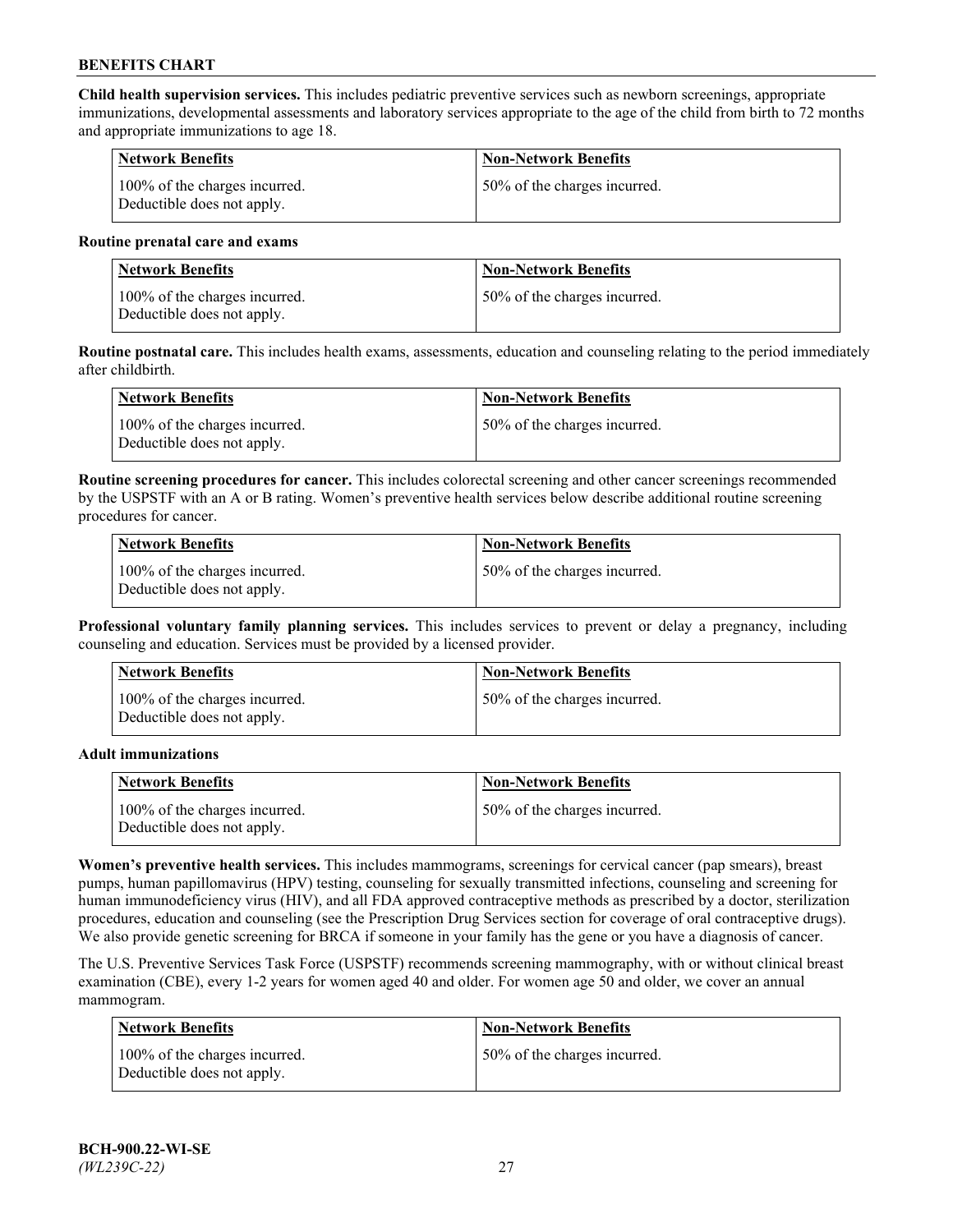**Child health supervision services.** This includes pediatric preventive services such as newborn screenings, appropriate immunizations, developmental assessments and laboratory services appropriate to the age of the child from birth to 72 months and appropriate immunizations to age 18.

| Network Benefits | Non-Network Benefits |
| --- | --- |
| 100% of the charges incurred. Deductible does not apply. | 50% of the charges incurred. |

**Routine prenatal care and exams**

| Network Benefits | Non-Network Benefits |
| --- | --- |
| 100% of the charges incurred. Deductible does not apply. | 50% of the charges incurred. |

**Routine postnatal care.** This includes health exams, assessments, education and counseling relating to the period immediately after childbirth.

| Network Benefits | Non-Network Benefits |
| --- | --- |
| 100% of the charges incurred. Deductible does not apply. | 50% of the charges incurred. |

**Routine screening procedures for cancer.** This includes colorectal screening and other cancer screenings recommended by the USPSTF with an A or B rating. Women's preventive health services below describe additional routine screening procedures for cancer.

| Network Benefits | Non-Network Benefits |
| --- | --- |
| 100% of the charges incurred. Deductible does not apply. | 50% of the charges incurred. |

**Professional voluntary family planning services.** This includes services to prevent or delay a pregnancy, including counseling and education. Services must be provided by a licensed provider.

| Network Benefits | Non-Network Benefits |
| --- | --- |
| 100% of the charges incurred. Deductible does not apply. | 50% of the charges incurred. |

**Adult immunizations**

| Network Benefits | Non-Network Benefits |
| --- | --- |
| 100% of the charges incurred. Deductible does not apply. | 50% of the charges incurred. |

**Women's preventive health services.** This includes mammograms, screenings for cervical cancer (pap smears), breast pumps, human papillomavirus (HPV) testing, counseling for sexually transmitted infections, counseling and screening for human immunodeficiency virus (HIV), and all FDA approved contraceptive methods as prescribed by a doctor, sterilization procedures, education and counseling (see the Prescription Drug Services section for coverage of oral contraceptive drugs). We also provide genetic screening for BRCA if someone in your family has the gene or you have a diagnosis of cancer.

The U.S. Preventive Services Task Force (USPSTF) recommends screening mammography, with or without clinical breast examination (CBE), every 1-2 years for women aged 40 and older. For women age 50 and older, we cover an annual mammogram.

| Network Benefits | Non-Network Benefits |
| --- | --- |
| 100% of the charges incurred. Deductible does not apply. | 50% of the charges incurred. |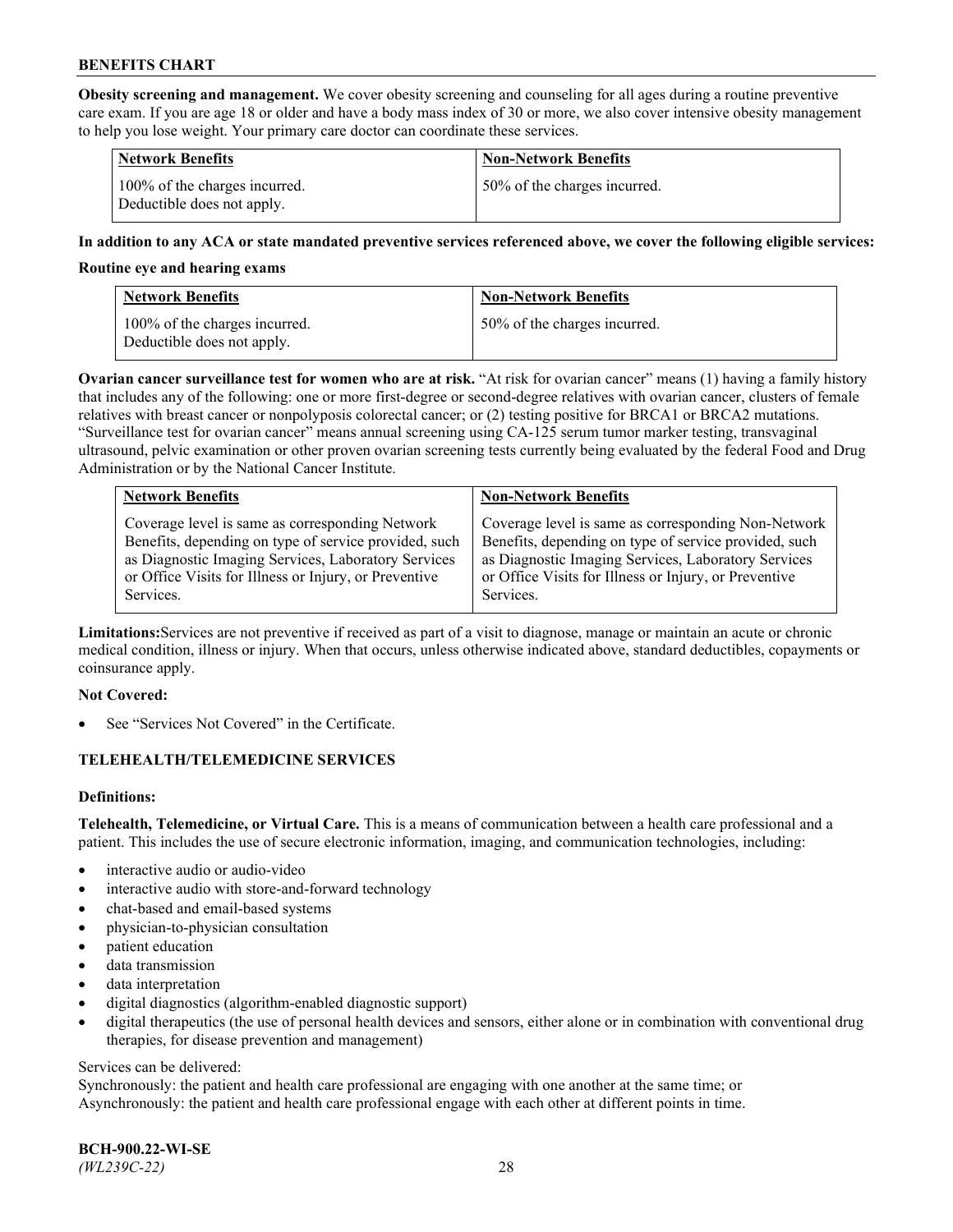**Obesity screening and management.** We cover obesity screening and counseling for all ages during a routine preventive care exam. If you are age 18 or older and have a body mass index of 30 or more, we also cover intensive obesity management to help you lose weight. Your primary care doctor can coordinate these services.

| Network Benefits | Non-Network Benefits |
|---|---|
| 100% of the charges incurred. Deductible does not apply. | 50% of the charges incurred. |

**In addition to any ACA or state mandated preventive services referenced above, we cover the following eligible services:**

**Routine eye and hearing exams**

| Network Benefits | Non-Network Benefits |
|---|---|
| 100% of the charges incurred. Deductible does not apply. | 50% of the charges incurred. |

**Ovarian cancer surveillance test for women who are at risk.** "At risk for ovarian cancer" means (1) having a family history that includes any of the following: one or more first-degree or second-degree relatives with ovarian cancer, clusters of female relatives with breast cancer or nonpolyposis colorectal cancer; or (2) testing positive for BRCA1 or BRCA2 mutations. "Surveillance test for ovarian cancer" means annual screening using CA-125 serum tumor marker testing, transvaginal ultrasound, pelvic examination or other proven ovarian screening tests currently being evaluated by the federal Food and Drug Administration or by the National Cancer Institute.

| Network Benefits | Non-Network Benefits |
|---|---|
| Coverage level is same as corresponding Network Benefits, depending on type of service provided, such as Diagnostic Imaging Services, Laboratory Services or Office Visits for Illness or Injury, or Preventive Services. | Coverage level is same as corresponding Non-Network Benefits, depending on type of service provided, such as Diagnostic Imaging Services, Laboratory Services or Office Visits for Illness or Injury, or Preventive Services. |

**Limitations:** Services are not preventive if received as part of a visit to diagnose, manage or maintain an acute or chronic medical condition, illness or injury. When that occurs, unless otherwise indicated above, standard deductibles, copayments or coinsurance apply.

**Not Covered:**

- See "Services Not Covered" in the Certificate.

## TELEHEALTH/TELEMEDICINE SERVICES

**Definitions:**

**Telehealth, Telemedicine, or Virtual Care.** This is a means of communication between a health care professional and a patient. This includes the use of secure electronic information, imaging, and communication technologies, including:

- interactive audio or audio-video
- interactive audio with store-and-forward technology
- chat-based and email-based systems
- physician-to-physician consultation
- patient education
- data transmission
- data interpretation
- digital diagnostics (algorithm-enabled diagnostic support)
- digital therapeutics (the use of personal health devices and sensors, either alone or in combination with conventional drug therapies, for disease prevention and management)

Services can be delivered:
Synchronously: the patient and health care professional are engaging with one another at the same time; or
Asynchronously: the patient and health care professional engage with each other at different points in time.

**BCH-900.22-WI-SE**
*(WL239C-22)*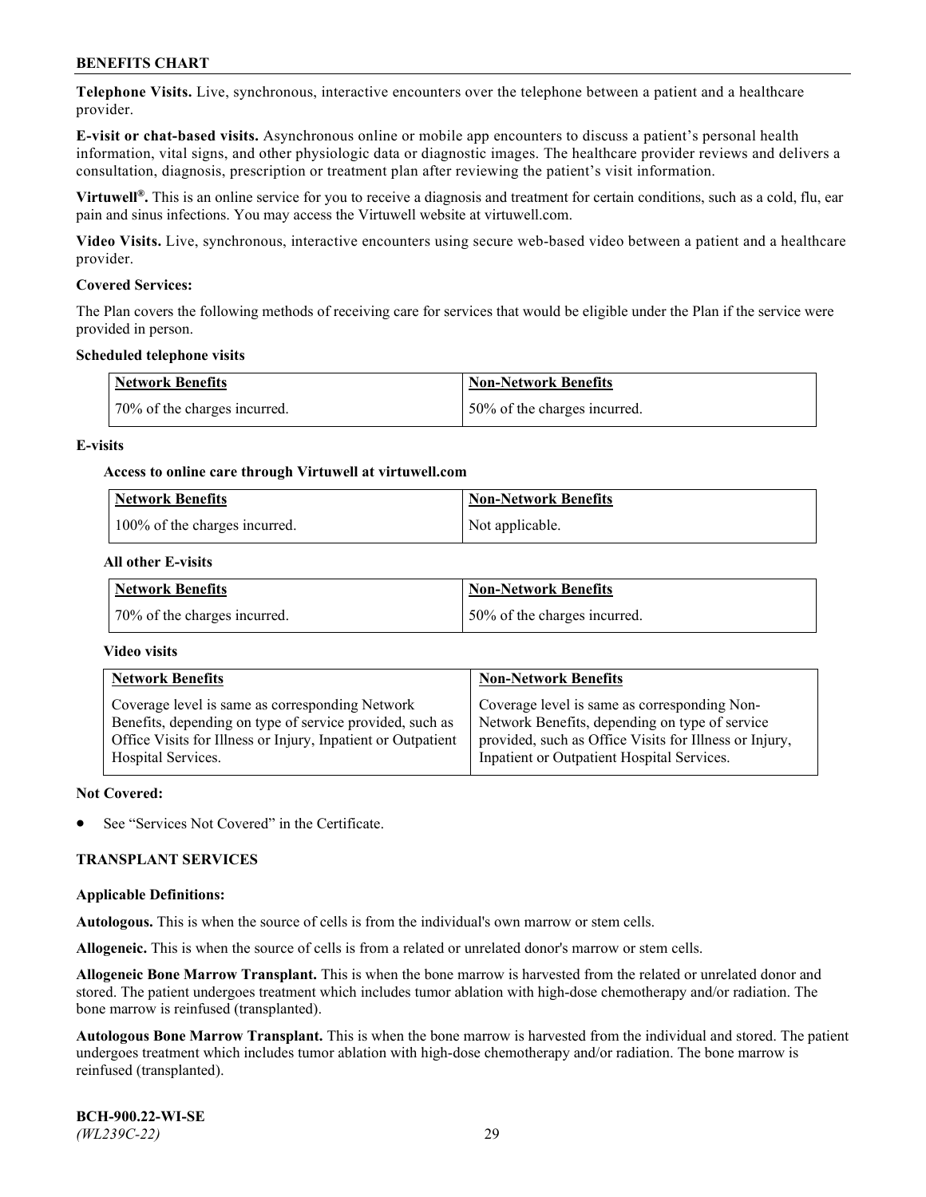**Telephone Visits.** Live, synchronous, interactive encounters over the telephone between a patient and a healthcare provider.

**E-visit or chat-based visits.** Asynchronous online or mobile app encounters to discuss a patient's personal health information, vital signs, and other physiologic data or diagnostic images. The healthcare provider reviews and delivers a consultation, diagnosis, prescription or treatment plan after reviewing the patient's visit information.

**Virtuwell®.** This is an online service for you to receive a diagnosis and treatment for certain conditions, such as a cold, flu, ear pain and sinus infections. You may access the Virtuwell website at virtuwell.com.

**Video Visits.** Live, synchronous, interactive encounters using secure web-based video between a patient and a healthcare provider.

**Covered Services:**

The Plan covers the following methods of receiving care for services that would be eligible under the Plan if the service were provided in person.

**Scheduled telephone visits**

| Network Benefits | Non-Network Benefits |
|---|---|
| 70% of the charges incurred. | 50% of the charges incurred. |

**E-visits**

**Access to online care through Virtuwell at virtuwell.com**

| Network Benefits | Non-Network Benefits |
|---|---|
| 100% of the charges incurred. | Not applicable. |

**All other E-visits**

| Network Benefits | Non-Network Benefits |
|---|---|
| 70% of the charges incurred. | 50% of the charges incurred. |

**Video visits**

| Network Benefits | Non-Network Benefits |
|---|---|
| Coverage level is same as corresponding Network Benefits, depending on type of service provided, such as Office Visits for Illness or Injury, Inpatient or Outpatient Hospital Services. | Coverage level is same as corresponding Non-Network Benefits, depending on type of service provided, such as Office Visits for Illness or Injury, Inpatient or Outpatient Hospital Services. |

**Not Covered:**

- See "Services Not Covered" in the Certificate.

## TRANSPLANT SERVICES

**Applicable Definitions:**

**Autologous.** This is when the source of cells is from the individual's own marrow or stem cells.

**Allogeneic.** This is when the source of cells is from a related or unrelated donor's marrow or stem cells.

**Allogeneic Bone Marrow Transplant.** This is when the bone marrow is harvested from the related or unrelated donor and stored. The patient undergoes treatment which includes tumor ablation with high-dose chemotherapy and/or radiation. The bone marrow is reinfused (transplanted).

**Autologous Bone Marrow Transplant.** This is when the bone marrow is harvested from the individual and stored. The patient undergoes treatment which includes tumor ablation with high-dose chemotherapy and/or radiation. The bone marrow is reinfused (transplanted).

**BCH-900.22-WI-SE**
*(WL239C-22)*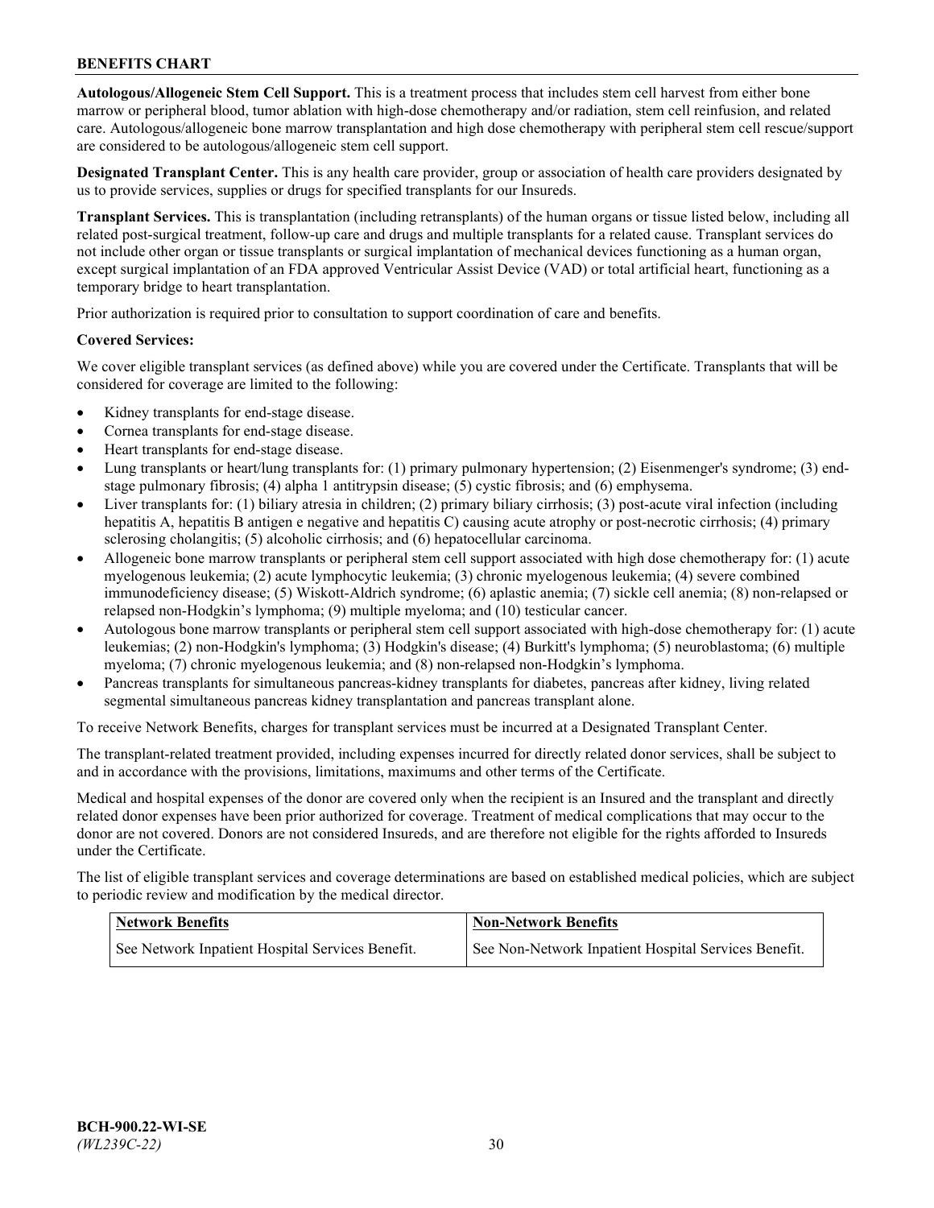**Autologous/Allogeneic Stem Cell Support.** This is a treatment process that includes stem cell harvest from either bone marrow or peripheral blood, tumor ablation with high-dose chemotherapy and/or radiation, stem cell reinfusion, and related care. Autologous/allogeneic bone marrow transplantation and high dose chemotherapy with peripheral stem cell rescue/support are considered to be autologous/allogeneic stem cell support.

**Designated Transplant Center.** This is any health care provider, group or association of health care providers designated by us to provide services, supplies or drugs for specified transplants for our Insureds.

**Transplant Services.** This is transplantation (including retransplants) of the human organs or tissue listed below, including all related post-surgical treatment, follow-up care and drugs and multiple transplants for a related cause. Transplant services do not include other organ or tissue transplants or surgical implantation of mechanical devices functioning as a human organ, except surgical implantation of an FDA approved Ventricular Assist Device (VAD) or total artificial heart, functioning as a temporary bridge to heart transplantation.

Prior authorization is required prior to consultation to support coordination of care and benefits.

**Covered Services:**

We cover eligible transplant services (as defined above) while you are covered under the Certificate. Transplants that will be considered for coverage are limited to the following:

- Kidney transplants for end-stage disease.
- Cornea transplants for end-stage disease.
- Heart transplants for end-stage disease.
- Lung transplants or heart/lung transplants for: (1) primary pulmonary hypertension; (2) Eisenmenger's syndrome; (3) end-stage pulmonary fibrosis; (4) alpha 1 antitrypsin disease; (5) cystic fibrosis; and (6) emphysema.
- Liver transplants for: (1) biliary atresia in children; (2) primary biliary cirrhosis; (3) post-acute viral infection (including hepatitis A, hepatitis B antigen e negative and hepatitis C) causing acute atrophy or post-necrotic cirrhosis; (4) primary sclerosing cholangitis; (5) alcoholic cirrhosis; and (6) hepatocellular carcinoma.
- Allogeneic bone marrow transplants or peripheral stem cell support associated with high dose chemotherapy for: (1) acute myelogenous leukemia; (2) acute lymphocytic leukemia; (3) chronic myelogenous leukemia; (4) severe combined immunodeficiency disease; (5) Wiskott-Aldrich syndrome; (6) aplastic anemia; (7) sickle cell anemia; (8) non-relapsed or relapsed non-Hodgkin's lymphoma; (9) multiple myeloma; and (10) testicular cancer.
- Autologous bone marrow transplants or peripheral stem cell support associated with high-dose chemotherapy for: (1) acute leukemias; (2) non-Hodgkin's lymphoma; (3) Hodgkin's disease; (4) Burkitt's lymphoma; (5) neuroblastoma; (6) multiple myeloma; (7) chronic myelogenous leukemia; and (8) non-relapsed non-Hodgkin's lymphoma.
- Pancreas transplants for simultaneous pancreas-kidney transplants for diabetes, pancreas after kidney, living related segmental simultaneous pancreas kidney transplantation and pancreas transplant alone.

To receive Network Benefits, charges for transplant services must be incurred at a Designated Transplant Center.

The transplant-related treatment provided, including expenses incurred for directly related donor services, shall be subject to and in accordance with the provisions, limitations, maximums and other terms of the Certificate.

Medical and hospital expenses of the donor are covered only when the recipient is an Insured and the transplant and directly related donor expenses have been prior authorized for coverage. Treatment of medical complications that may occur to the donor are not covered. Donors are not considered Insureds, and are therefore not eligible for the rights afforded to Insureds under the Certificate.

The list of eligible transplant services and coverage determinations are based on established medical policies, which are subject to periodic review and modification by the medical director.

| Network Benefits | Non-Network Benefits |
|---|---|
| See Network Inpatient Hospital Services Benefit. | See Non-Network Inpatient Hospital Services Benefit. |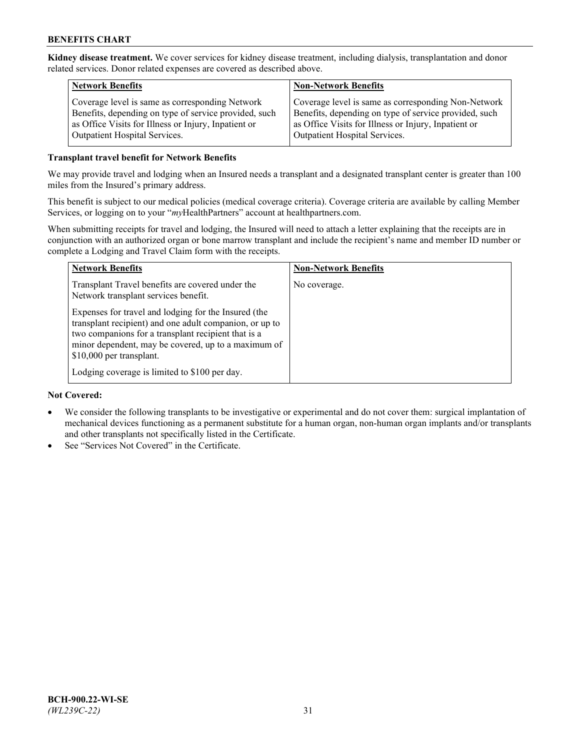**Kidney disease treatment.** We cover services for kidney disease treatment, including dialysis, transplantation and donor related services. Donor related expenses are covered as described above.

| Network Benefits | Non-Network Benefits |
|---|---|
| Coverage level is same as corresponding Network Benefits, depending on type of service provided, such as Office Visits for Illness or Injury, Inpatient or Outpatient Hospital Services. | Coverage level is same as corresponding Non-Network Benefits, depending on type of service provided, such as Office Visits for Illness or Injury, Inpatient or Outpatient Hospital Services. |

**Transplant travel benefit for Network Benefits**

We may provide travel and lodging when an Insured needs a transplant and a designated transplant center is greater than 100 miles from the Insured's primary address.

This benefit is subject to our medical policies (medical coverage criteria). Coverage criteria are available by calling Member Services, or logging on to your "*my*HealthPartners" account at healthpartners.com.

When submitting receipts for travel and lodging, the Insured will need to attach a letter explaining that the receipts are in conjunction with an authorized organ or bone marrow transplant and include the recipient's name and member ID number or complete a Lodging and Travel Claim form with the receipts.

| Network Benefits | Non-Network Benefits |
|---|---|
| Transplant Travel benefits are covered under the Network transplant services benefit.<br><br>Expenses for travel and lodging for the Insured (the transplant recipient) and one adult companion, or up to two companions for a transplant recipient that is a minor dependent, may be covered, up to a maximum of $10,000 per transplant.<br><br>Lodging coverage is limited to $100 per day. | No coverage. |

**Not Covered:**

- We consider the following transplants to be investigative or experimental and do not cover them: surgical implantation of mechanical devices functioning as a permanent substitute for a human organ, non-human organ implants and/or transplants and other transplants not specifically listed in the Certificate.
- See "Services Not Covered" in the Certificate.

**BCH-900.22-WI-SE**
*(WL239C-22)*